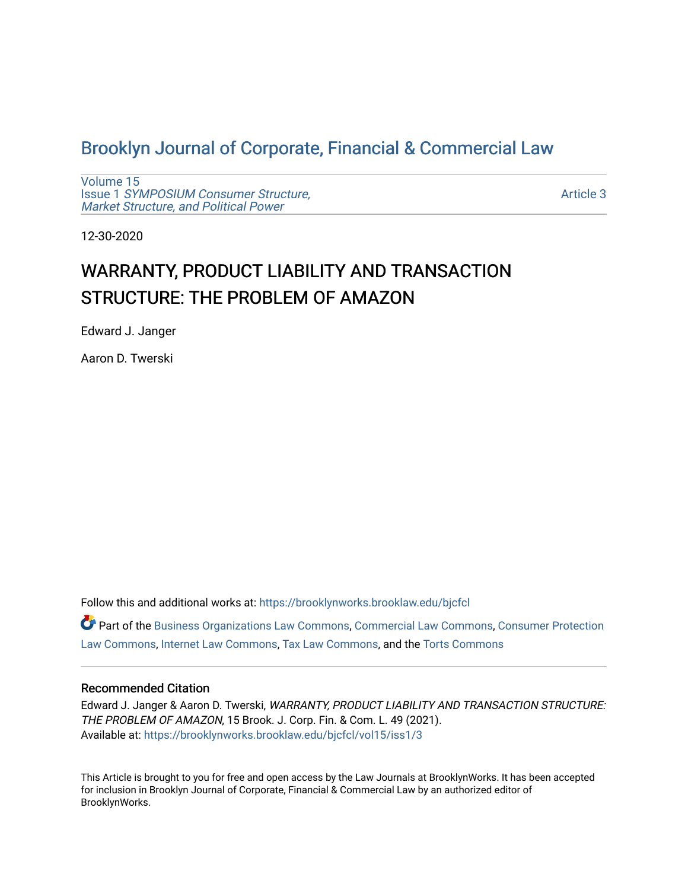# Brooklyn Journal of Corporate, Financial & Commercial Law

Volume 15
Issue 1 *SYMPOSIUM Consumer Structure, Market Structure, and Political Power*

Article 3

12-30-2020

## WARRANTY, PRODUCT LIABILITY AND TRANSACTION STRUCTURE: THE PROBLEM OF AMAZON

Edward J. Janger

Aaron D. Twerski

Follow this and additional works at: https://brooklynworks.brooklaw.edu/bjcfcl

Part of the Business Organizations Law Commons, Commercial Law Commons, Consumer Protection Law Commons, Internet Law Commons, Tax Law Commons, and the Torts Commons

### Recommended Citation

Edward J. Janger & Aaron D. Twerski, *WARRANTY, PRODUCT LIABILITY AND TRANSACTION STRUCTURE: THE PROBLEM OF AMAZON*, 15 Brook. J. Corp. Fin. & Com. L. 49 (2021).
Available at: https://brooklynworks.brooklaw.edu/bjcfcl/vol15/iss1/3

This Article is brought to you for free and open access by the Law Journals at BrooklynWorks. It has been accepted for inclusion in Brooklyn Journal of Corporate, Financial & Commercial Law by an authorized editor of BrooklynWorks.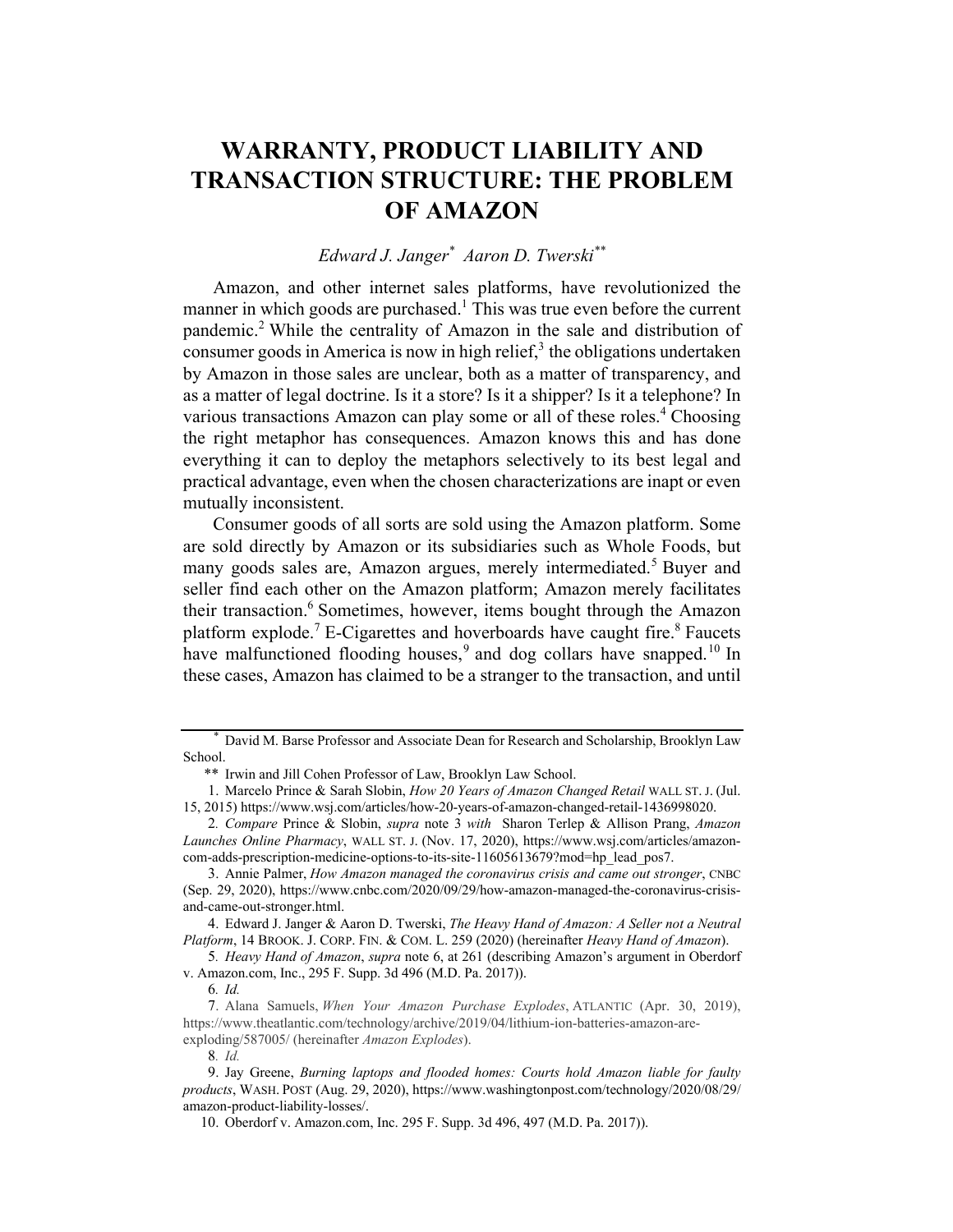# WARRANTY, PRODUCT LIABILITY AND TRANSACTION STRUCTURE: THE PROBLEM OF AMAZON

*Edward J. Janger*[*] *Aaron D. Twerski*[**]

Amazon, and other internet sales platforms, have revolutionized the manner in which goods are purchased.[1] This was true even before the current pandemic.[2] While the centrality of Amazon in the sale and distribution of consumer goods in America is now in high relief,[3] the obligations undertaken by Amazon in those sales are unclear, both as a matter of transparency, and as a matter of legal doctrine. Is it a store? Is it a shipper? Is it a telephone? In various transactions Amazon can play some or all of these roles.[4] Choosing the right metaphor has consequences. Amazon knows this and has done everything it can to deploy the metaphors selectively to its best legal and practical advantage, even when the chosen characterizations are inapt or even mutually inconsistent.

Consumer goods of all sorts are sold using the Amazon platform. Some are sold directly by Amazon or its subsidiaries such as Whole Foods, but many goods sales are, Amazon argues, merely intermediated.[5] Buyer and seller find each other on the Amazon platform; Amazon merely facilitates their transaction.[6] Sometimes, however, items bought through the Amazon platform explode.[7] E-Cigarettes and hoverboards have caught fire.[8] Faucets have malfunctioned flooding houses,[9] and dog collars have snapped.[10] In these cases, Amazon has claimed to be a stranger to the transaction, and until

---

[*] David M. Barse Professor and Associate Dean for Research and Scholarship, Brooklyn Law School.

[**] Irwin and Jill Cohen Professor of Law, Brooklyn Law School.

1. Marcelo Prince & Sarah Slobin, *How 20 Years of Amazon Changed Retail* WALL ST. J. (Jul. 15, 2015) https://www.wsj.com/articles/how-20-years-of-amazon-changed-retail-1436998020.

2. *Compare* Prince & Slobin, *supra* note 3 *with* Sharon Terlep & Allison Prang, *Amazon Launches Online Pharmacy*, WALL ST. J. (Nov. 17, 2020), https://www.wsj.com/articles/amazon-com-adds-prescription-medicine-options-to-its-site-11605613679?mod=hp_lead_pos7.

3. Annie Palmer, *How Amazon managed the coronavirus crisis and came out stronger*, CNBC (Sep. 29, 2020), https://www.cnbc.com/2020/09/29/how-amazon-managed-the-coronavirus-crisis-and-came-out-stronger.html.

4. Edward J. Janger & Aaron D. Twerski, *The Heavy Hand of Amazon: A Seller not a Neutral Platform*, 14 BROOK. J. CORP. FIN. & COM. L. 259 (2020) (hereinafter *Heavy Hand of Amazon*).

5. *Heavy Hand of Amazon*, *supra* note 6, at 261 (describing Amazon's argument in Oberdorf v. Amazon.com, Inc., 295 F. Supp. 3d 496 (M.D. Pa. 2017)).

6. *Id.*

7. Alana Samuels, *When Your Amazon Purchase Explodes*, ATLANTIC (Apr. 30, 2019), https://www.theatlantic.com/technology/archive/2019/04/lithium-ion-batteries-amazon-are-exploding/587005/ (hereinafter *Amazon Explodes*).

8. *Id.*

9. Jay Greene, *Burning laptops and flooded homes: Courts hold Amazon liable for faulty products*, WASH. POST (Aug. 29, 2020), https://www.washingtonpost.com/technology/2020/08/29/amazon-product-liability-losses/.

10. Oberdorf v. Amazon.com, Inc. 295 F. Supp. 3d 496, 497 (M.D. Pa. 2017)).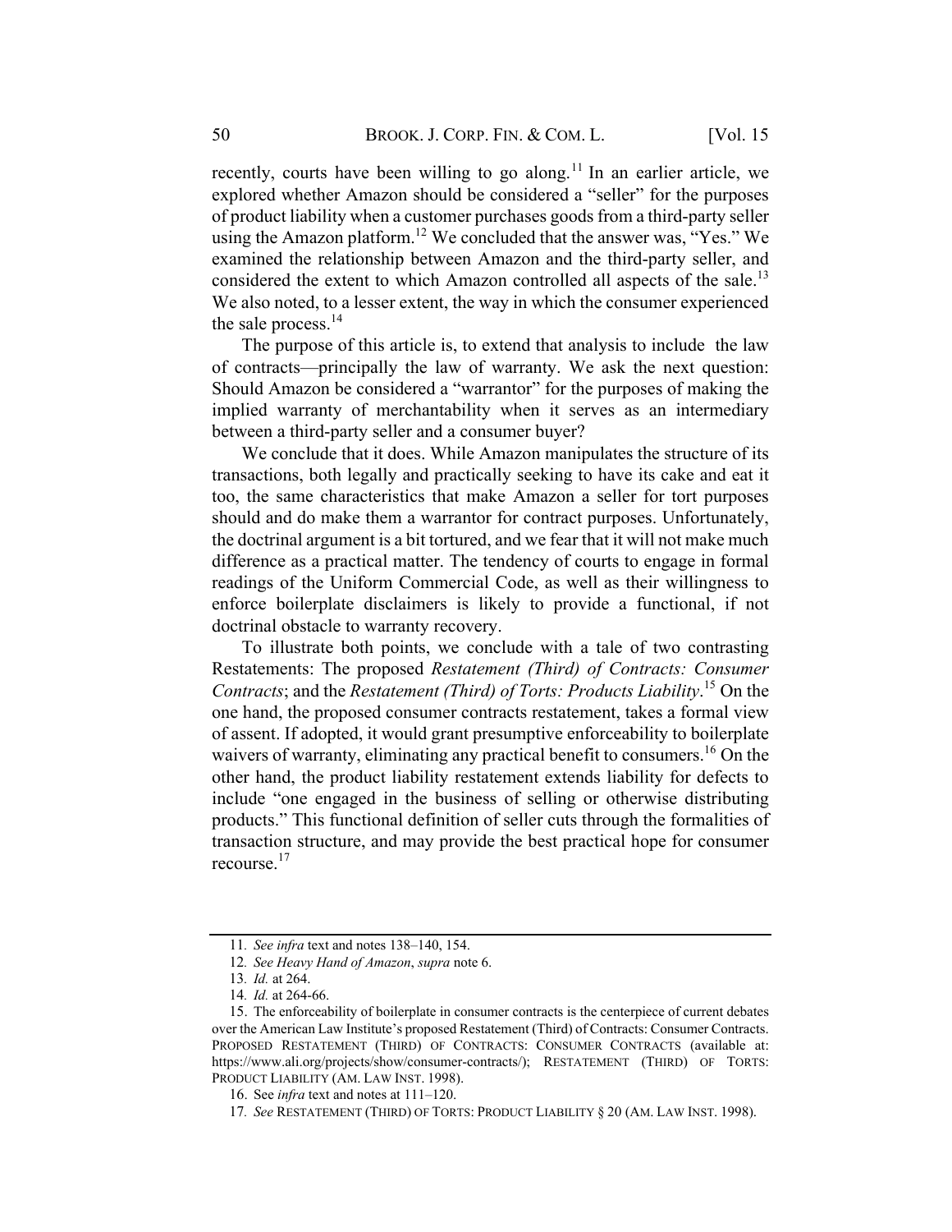recently, courts have been willing to go along.[11] In an earlier article, we explored whether Amazon should be considered a "seller" for the purposes of product liability when a customer purchases goods from a third-party seller using the Amazon platform.[12] We concluded that the answer was, "Yes." We examined the relationship between Amazon and the third-party seller, and considered the extent to which Amazon controlled all aspects of the sale.[13] We also noted, to a lesser extent, the way in which the consumer experienced the sale process.[14]

The purpose of this article is, to extend that analysis to include the law of contracts—principally the law of warranty. We ask the next question: Should Amazon be considered a "warrantor" for the purposes of making the implied warranty of merchantability when it serves as an intermediary between a third-party seller and a consumer buyer?

We conclude that it does. While Amazon manipulates the structure of its transactions, both legally and practically seeking to have its cake and eat it too, the same characteristics that make Amazon a seller for tort purposes should and do make them a warrantor for contract purposes. Unfortunately, the doctrinal argument is a bit tortured, and we fear that it will not make much difference as a practical matter. The tendency of courts to engage in formal readings of the Uniform Commercial Code, as well as their willingness to enforce boilerplate disclaimers is likely to provide a functional, if not doctrinal obstacle to warranty recovery.

To illustrate both points, we conclude with a tale of two contrasting Restatements: The proposed *Restatement (Third) of Contracts: Consumer Contracts*; and the *Restatement (Third) of Torts: Products Liability*.[15] On the one hand, the proposed consumer contracts restatement, takes a formal view of assent. If adopted, it would grant presumptive enforceability to boilerplate waivers of warranty, eliminating any practical benefit to consumers.[16] On the other hand, the product liability restatement extends liability for defects to include "one engaged in the business of selling or otherwise distributing products." This functional definition of seller cuts through the formalities of transaction structure, and may provide the best practical hope for consumer recourse.[17]

---

11. *See infra* text and notes 138–140, 154.

12. *See Heavy Hand of Amazon*, *supra* note 6.

13. *Id.* at 264.

14. *Id.* at 264-66.

15. The enforceability of boilerplate in consumer contracts is the centerpiece of current debates over the American Law Institute's proposed Restatement (Third) of Contracts: Consumer Contracts. PROPOSED RESTATEMENT (THIRD) OF CONTRACTS: CONSUMER CONTRACTS (available at: https://www.ali.org/projects/show/consumer-contracts/); RESTATEMENT (THIRD) OF TORTS: PRODUCT LIABILITY (AM. LAW INST. 1998).

16. See *infra* text and notes at 111–120.

17. *See* RESTATEMENT (THIRD) OF TORTS: PRODUCT LIABILITY § 20 (AM. LAW INST. 1998).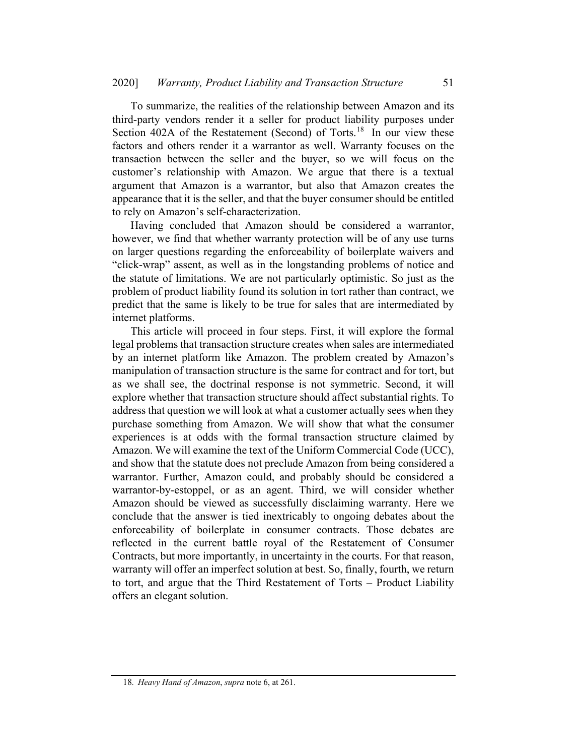To summarize, the realities of the relationship between Amazon and its third-party vendors render it a seller for product liability purposes under Section 402A of the Restatement (Second) of Torts.[18] In our view these factors and others render it a warrantor as well. Warranty focuses on the transaction between the seller and the buyer, so we will focus on the customer's relationship with Amazon. We argue that there is a textual argument that Amazon is a warrantor, but also that Amazon creates the appearance that it is the seller, and that the buyer consumer should be entitled to rely on Amazon's self-characterization.

Having concluded that Amazon should be considered a warrantor, however, we find that whether warranty protection will be of any use turns on larger questions regarding the enforceability of boilerplate waivers and "click-wrap" assent, as well as in the longstanding problems of notice and the statute of limitations. We are not particularly optimistic. So just as the problem of product liability found its solution in tort rather than contract, we predict that the same is likely to be true for sales that are intermediated by internet platforms.

This article will proceed in four steps. First, it will explore the formal legal problems that transaction structure creates when sales are intermediated by an internet platform like Amazon. The problem created by Amazon's manipulation of transaction structure is the same for contract and for tort, but as we shall see, the doctrinal response is not symmetric. Second, it will explore whether that transaction structure should affect substantial rights. To address that question we will look at what a customer actually sees when they purchase something from Amazon. We will show that what the consumer experiences is at odds with the formal transaction structure claimed by Amazon. We will examine the text of the Uniform Commercial Code (UCC), and show that the statute does not preclude Amazon from being considered a warrantor. Further, Amazon could, and probably should be considered a warrantor-by-estoppel, or as an agent. Third, we will consider whether Amazon should be viewed as successfully disclaiming warranty. Here we conclude that the answer is tied inextricably to ongoing debates about the enforceability of boilerplate in consumer contracts. Those debates are reflected in the current battle royal of the Restatement of Consumer Contracts, but more importantly, in uncertainty in the courts. For that reason, warranty will offer an imperfect solution at best. So, finally, fourth, we return to tort, and argue that the Third Restatement of Torts – Product Liability offers an elegant solution.

18. *Heavy Hand of Amazon*, *supra* note 6, at 261.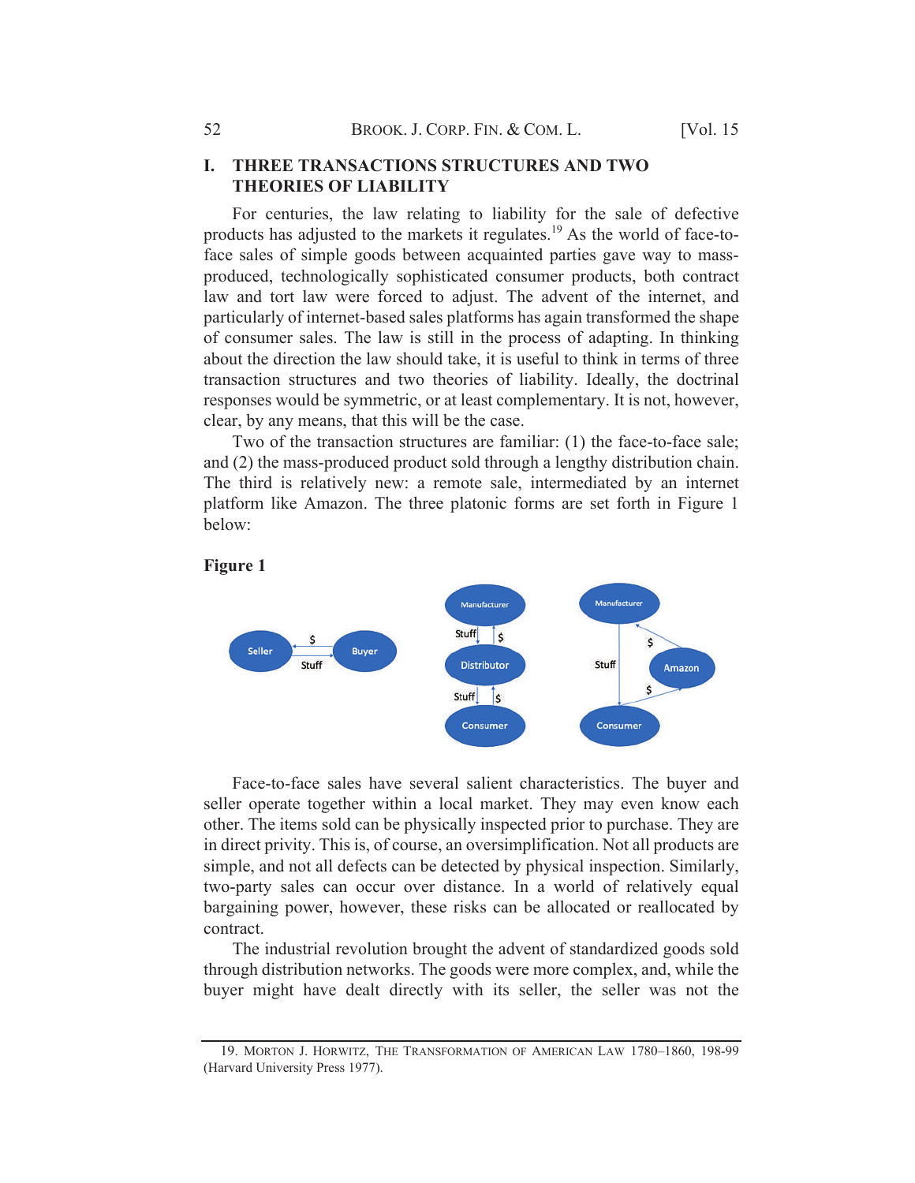## I. THREE TRANSACTIONS STRUCTURES AND TWO THEORIES OF LIABILITY

For centuries, the law relating to liability for the sale of defective products has adjusted to the markets it regulates.[19] As the world of face-to-face sales of simple goods between acquainted parties gave way to mass-produced, technologically sophisticated consumer products, both contract law and tort law were forced to adjust. The advent of the internet, and particularly of internet-based sales platforms has again transformed the shape of consumer sales. The law is still in the process of adapting. In thinking about the direction the law should take, it is useful to think in terms of three transaction structures and two theories of liability. Ideally, the doctrinal responses would be symmetric, or at least complementary. It is not, however, clear, by any means, that this will be the case.

Two of the transaction structures are familiar: (1) the face-to-face sale; and (2) the mass-produced product sold through a lengthy distribution chain. The third is relatively new: a remote sale, intermediated by an internet platform like Amazon. The three platonic forms are set forth in Figure 1 below:

**Figure 1**

Face-to-face sales have several salient characteristics. The buyer and seller operate together within a local market. They may even know each other. The items sold can be physically inspected prior to purchase. They are in direct privity. This is, of course, an oversimplification. Not all products are simple, and not all defects can be detected by physical inspection. Similarly, two-party sales can occur over distance. In a world of relatively equal bargaining power, however, these risks can be allocated or reallocated by contract.

The industrial revolution brought the advent of standardized goods sold through distribution networks. The goods were more complex, and, while the buyer might have dealt directly with its seller, the seller was not the

---

19. MORTON J. HORWITZ, THE TRANSFORMATION OF AMERICAN LAW 1780–1860, 198-99 (Harvard University Press 1977).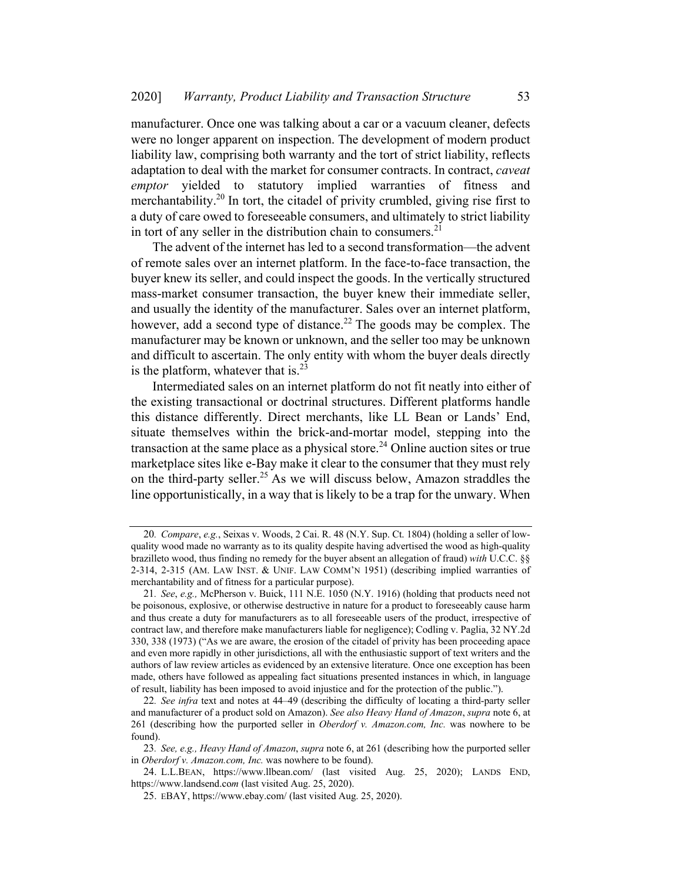manufacturer. Once one was talking about a car or a vacuum cleaner, defects were no longer apparent on inspection. The development of modern product liability law, comprising both warranty and the tort of strict liability, reflects adaptation to deal with the market for consumer contracts. In contract, *caveat emptor* yielded to statutory implied warranties of fitness and merchantability.[20] In tort, the citadel of privity crumbled, giving rise first to a duty of care owed to foreseeable consumers, and ultimately to strict liability in tort of any seller in the distribution chain to consumers.[21]

The advent of the internet has led to a second transformation—the advent of remote sales over an internet platform. In the face-to-face transaction, the buyer knew its seller, and could inspect the goods. In the vertically structured mass-market consumer transaction, the buyer knew their immediate seller, and usually the identity of the manufacturer. Sales over an internet platform, however, add a second type of distance.[22] The goods may be complex. The manufacturer may be known or unknown, and the seller too may be unknown and difficult to ascertain. The only entity with whom the buyer deals directly is the platform, whatever that is.[23]

Intermediated sales on an internet platform do not fit neatly into either of the existing transactional or doctrinal structures. Different platforms handle this distance differently. Direct merchants, like LL Bean or Lands' End, situate themselves within the brick-and-mortar model, stepping into the transaction at the same place as a physical store.[24] Online auction sites or true marketplace sites like e-Bay make it clear to the consumer that they must rely on the third-party seller.[25] As we will discuss below, Amazon straddles the line opportunistically, in a way that is likely to be a trap for the unwary. When

---

20. *Compare*, *e.g.*, Seixas v. Woods, 2 Cai. R. 48 (N.Y. Sup. Ct. 1804) (holding a seller of low-quality wood made no warranty as to its quality despite having advertised the wood as high-quality brazilleto wood, thus finding no remedy for the buyer absent an allegation of fraud) *with* U.C.C. §§ 2-314, 2-315 (AM. LAW INST. & UNIF. LAW COMM'N 1951) (describing implied warranties of merchantability and of fitness for a particular purpose).

21. *See*, *e.g.,* McPherson v. Buick, 111 N.E. 1050 (N.Y. 1916) (holding that products need not be poisonous, explosive, or otherwise destructive in nature for a product to foreseeably cause harm and thus create a duty for manufacturers as to all foreseeable users of the product, irrespective of contract law, and therefore make manufacturers liable for negligence); Codling v. Paglia, 32 NY.2d 330, 338 (1973) ("As we are aware, the erosion of the citadel of privity has been proceeding apace and even more rapidly in other jurisdictions, all with the enthusiastic support of text writers and the authors of law review articles as evidenced by an extensive literature. Once one exception has been made, others have followed as appealing fact situations presented instances in which, in language of result, liability has been imposed to avoid injustice and for the protection of the public.").

22. *See infra* text and notes at 44–49 (describing the difficulty of locating a third-party seller and manufacturer of a product sold on Amazon). *See also Heavy Hand of Amazon*, *supra* note 6, at 261 (describing how the purported seller in *Oberdorf v. Amazon.com, Inc.* was nowhere to be found).

23. *See, e.g., Heavy Hand of Amazon*, *supra* note 6, at 261 (describing how the purported seller in *Oberdorf v. Amazon.com, Inc.* was nowhere to be found).

24. L.L.BEAN, https://www.llbean.com/ (last visited Aug. 25, 2020); LANDS END, https://www.landsend.com (last visited Aug. 25, 2020).

25. EBAY, https://www.ebay.com/ (last visited Aug. 25, 2020).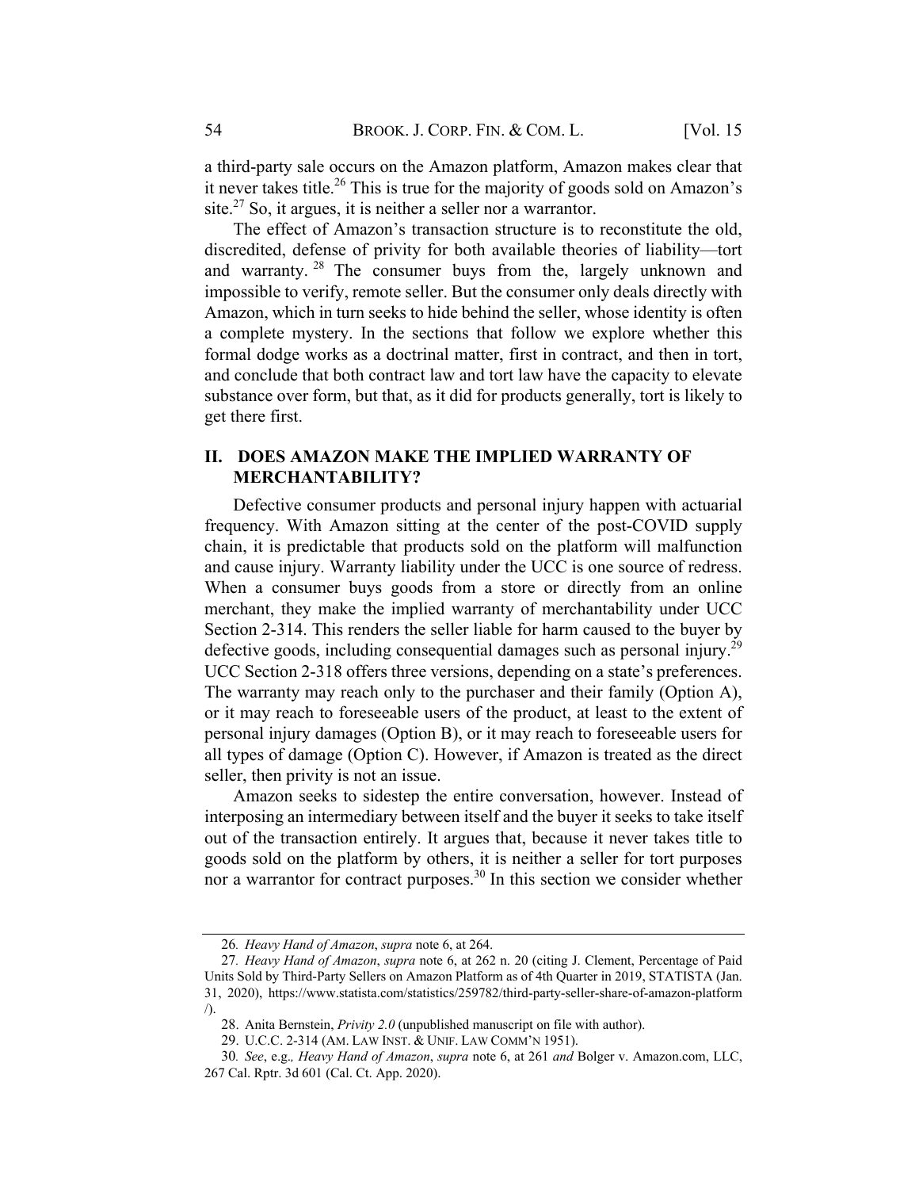a third-party sale occurs on the Amazon platform, Amazon makes clear that it never takes title.[26] This is true for the majority of goods sold on Amazon's site.[27] So, it argues, it is neither a seller nor a warrantor.

The effect of Amazon's transaction structure is to reconstitute the old, discredited, defense of privity for both available theories of liability—tort and warranty.[28] The consumer buys from the, largely unknown and impossible to verify, remote seller. But the consumer only deals directly with Amazon, which in turn seeks to hide behind the seller, whose identity is often a complete mystery. In the sections that follow we explore whether this formal dodge works as a doctrinal matter, first in contract, and then in tort, and conclude that both contract law and tort law have the capacity to elevate substance over form, but that, as it did for products generally, tort is likely to get there first.

## II. DOES AMAZON MAKE THE IMPLIED WARRANTY OF MERCHANTABILITY?

Defective consumer products and personal injury happen with actuarial frequency. With Amazon sitting at the center of the post-COVID supply chain, it is predictable that products sold on the platform will malfunction and cause injury. Warranty liability under the UCC is one source of redress. When a consumer buys goods from a store or directly from an online merchant, they make the implied warranty of merchantability under UCC Section 2-314. This renders the seller liable for harm caused to the buyer by defective goods, including consequential damages such as personal injury.[29] UCC Section 2-318 offers three versions, depending on a state's preferences. The warranty may reach only to the purchaser and their family (Option A), or it may reach to foreseeable users of the product, at least to the extent of personal injury damages (Option B), or it may reach to foreseeable users for all types of damage (Option C). However, if Amazon is treated as the direct seller, then privity is not an issue.

Amazon seeks to sidestep the entire conversation, however. Instead of interposing an intermediary between itself and the buyer it seeks to take itself out of the transaction entirely. It argues that, because it never takes title to goods sold on the platform by others, it is neither a seller for tort purposes nor a warrantor for contract purposes.[30] In this section we consider whether

---

26. *Heavy Hand of Amazon*, *supra* note 6, at 264.

27. *Heavy Hand of Amazon*, *supra* note 6, at 262 n. 20 (citing J. Clement, Percentage of Paid Units Sold by Third-Party Sellers on Amazon Platform as of 4th Quarter in 2019, STATISTA (Jan. 31, 2020), https://www.statista.com/statistics/259782/third-party-seller-share-of-amazon-platform/).

28. Anita Bernstein, *Privity 2.0* (unpublished manuscript on file with author).

29. U.C.C. 2-314 (AM. LAW INST. & UNIF. LAW COMM'N 1951).

30. *See*, e.g., *Heavy Hand of Amazon*, *supra* note 6, at 261 *and* Bolger v. Amazon.com, LLC, 267 Cal. Rptr. 3d 601 (Cal. Ct. App. 2020).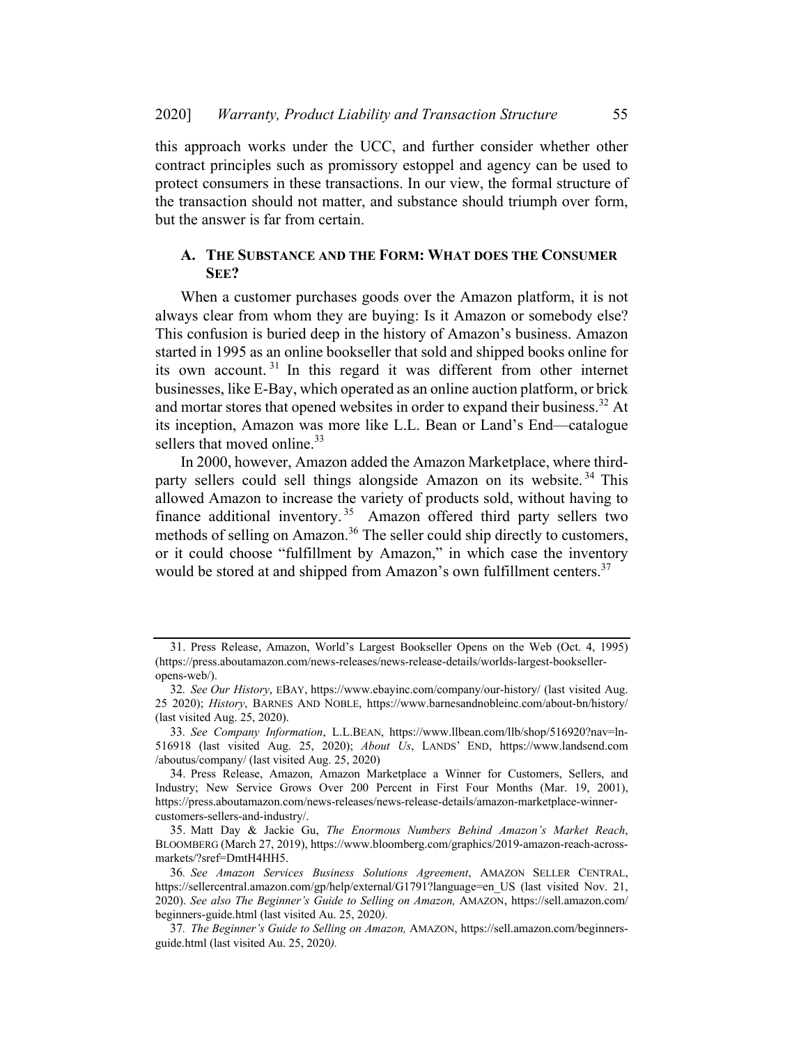this approach works under the UCC, and further consider whether other contract principles such as promissory estoppel and agency can be used to protect consumers in these transactions. In our view, the formal structure of the transaction should not matter, and substance should triumph over form, but the answer is far from certain.

### A. THE SUBSTANCE AND THE FORM: WHAT DOES THE CONSUMER SEE?

When a customer purchases goods over the Amazon platform, it is not always clear from whom they are buying: Is it Amazon or somebody else? This confusion is buried deep in the history of Amazon's business. Amazon started in 1995 as an online bookseller that sold and shipped books online for its own account.[31] In this regard it was different from other internet businesses, like E-Bay, which operated as an online auction platform, or brick and mortar stores that opened websites in order to expand their business.[32] At its inception, Amazon was more like L.L. Bean or Land's End—catalogue sellers that moved online.[33]

In 2000, however, Amazon added the Amazon Marketplace, where third-party sellers could sell things alongside Amazon on its website.[34] This allowed Amazon to increase the variety of products sold, without having to finance additional inventory.[35] Amazon offered third party sellers two methods of selling on Amazon.[36] The seller could ship directly to customers, or it could choose "fulfillment by Amazon," in which case the inventory would be stored at and shipped from Amazon's own fulfillment centers.[37]

---

31. Press Release, Amazon, World's Largest Bookseller Opens on the Web (Oct. 4, 1995) (https://press.aboutamazon.com/news-releases/news-release-details/worlds-largest-bookseller-opens-web/).

32. *See Our History*, EBAY, https://www.ebayinc.com/company/our-history/ (last visited Aug. 25 2020); *History*, BARNES AND NOBLE, https://www.barnesandnobleinc.com/about-bn/history/ (last visited Aug. 25, 2020).

33. *See Company Information*, L.L.BEAN, https://www.llbean.com/llb/shop/516920?nav=ln-516918 (last visited Aug. 25, 2020); *About Us*, LANDS' END, https://www.landsend.com /aboutus/company/ (last visited Aug. 25, 2020)

34. Press Release, Amazon, Amazon Marketplace a Winner for Customers, Sellers, and Industry; New Service Grows Over 200 Percent in First Four Months (Mar. 19, 2001), https://press.aboutamazon.com/news-releases/news-release-details/amazon-marketplace-winner-customers-sellers-and-industry/.

35. Matt Day & Jackie Gu, *The Enormous Numbers Behind Amazon's Market Reach*, BLOOMBERG (March 27, 2019), https://www.bloomberg.com/graphics/2019-amazon-reach-across-markets/?sref=DmtH4HH5.

36. *See Amazon Services Business Solutions Agreement*, AMAZON SELLER CENTRAL, https://sellercentral.amazon.com/gp/help/external/G1791?language=en_US (last visited Nov. 21, 2020). *See also The Beginner's Guide to Selling on Amazon,* AMAZON, https://sell.amazon.com/ beginners-guide.html (last visited Au. 25, 2020).

37. *The Beginner's Guide to Selling on Amazon,* AMAZON, https://sell.amazon.com/beginners-guide.html (last visited Au. 25, 2020).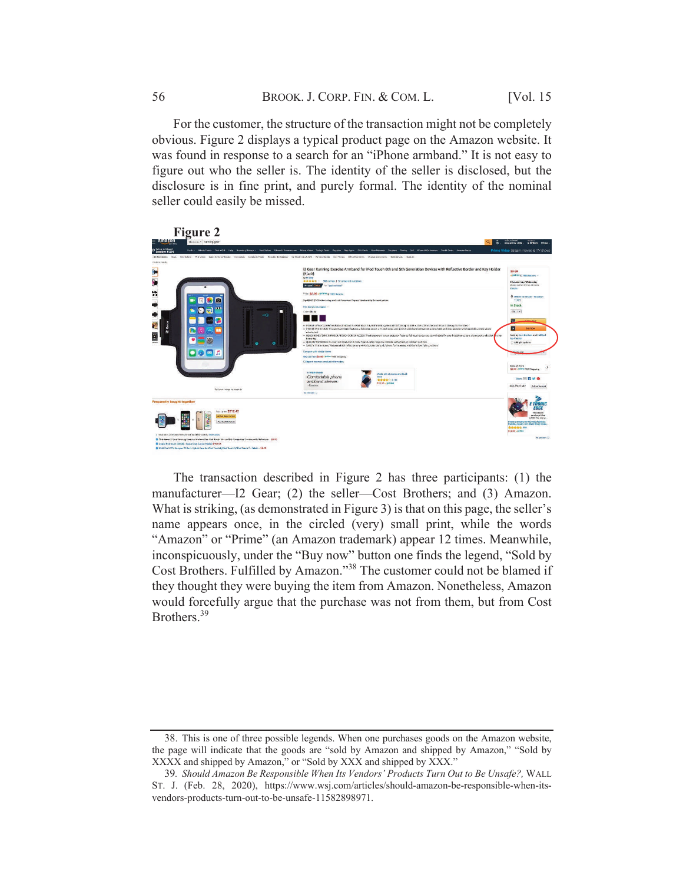For the customer, the structure of the transaction might not be completely obvious. Figure 2 displays a typical product page on the Amazon website. It was found in response to a search for an "iPhone armband." It is not easy to figure out who the seller is. The identity of the seller is disclosed, but the disclosure is in fine print, and purely formal. The identity of the nominal seller could easily be missed.

**Figure 2**

The transaction described in Figure 2 has three participants: (1) the manufacturer—I2 Gear; (2) the seller—Cost Brothers; and (3) Amazon. What is striking, (as demonstrated in Figure 3) is that on this page, the seller's name appears once, in the circled (very) small print, while the words "Amazon" or "Prime" (an Amazon trademark) appear 12 times. Meanwhile, inconspicuously, under the "Buy now" button one finds the legend, "Sold by Cost Brothers. Fulfilled by Amazon."[38] The customer could not be blamed if they thought they were buying the item from Amazon. Nonetheless, Amazon would forcefully argue that the purchase was not from them, but from Cost Brothers.[39]

---

38. This is one of three possible legends. When one purchases goods on the Amazon website, the page will indicate that the goods are "sold by Amazon and shipped by Amazon," "Sold by XXXX and shipped by Amazon," or "Sold by XXX and shipped by XXX."

39. *Should Amazon Be Responsible When Its Vendors' Products Turn Out to Be Unsafe?*, WALL ST. J. (Feb. 28, 2020), https://www.wsj.com/articles/should-amazon-be-responsible-when-its-vendors-products-turn-out-to-be-unsafe-11582898971.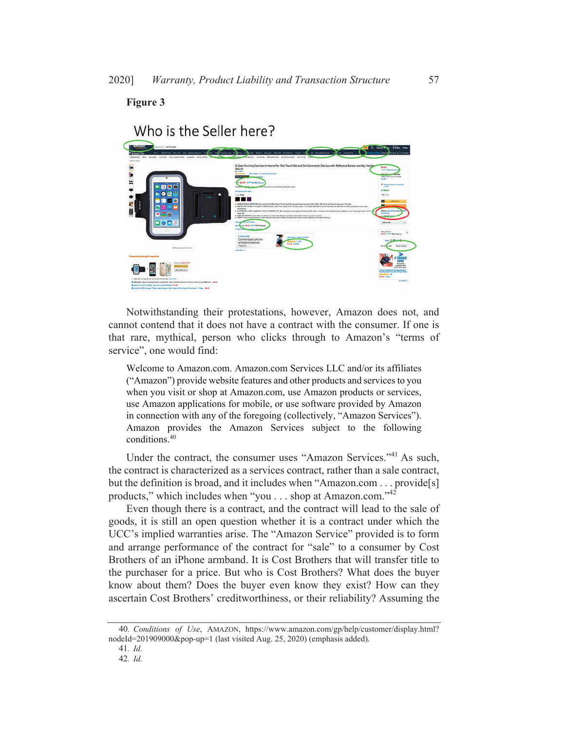**Figure 3**

Who is the Seller here?

Notwithstanding their protestations, however, Amazon does not, and cannot contend that it does not have a contract with the consumer. If one is that rare, mythical, person who clicks through to Amazon's "terms of service", one would find:

> Welcome to Amazon.com. Amazon.com Services LLC and/or its affiliates ("Amazon") provide website features and other products and services to you when you visit or shop at Amazon.com, use Amazon products or services, use Amazon applications for mobile, or use software provided by Amazon in connection with any of the foregoing (collectively, "Amazon Services"). Amazon provides the Amazon Services subject to the following conditions.[40]

Under the contract, the consumer uses "Amazon Services."[41] As such, the contract is characterized as a services contract, rather than a sale contract, but the definition is broad, and it includes when "Amazon.com . . . provide[s] products," which includes when "you . . . shop at Amazon.com."[42]

Even though there is a contract, and the contract will lead to the sale of goods, it is still an open question whether it is a contract under which the UCC's implied warranties arise. The "Amazon Service" provided is to form and arrange performance of the contract for "sale" to a consumer by Cost Brothers of an iPhone armband. It is Cost Brothers that will transfer title to the purchaser for a price. But who is Cost Brothers? What does the buyer know about them? Does the buyer even know they exist? How can they ascertain Cost Brothers' creditworthiness, or their reliability? Assuming the

---

40. *Conditions of Use*, AMAZON, https://www.amazon.com/gp/help/customer/display.html?nodeId=201909000&pop-up=1 (last visited Aug. 25, 2020) (emphasis added).

41. *Id.*

42. *Id.*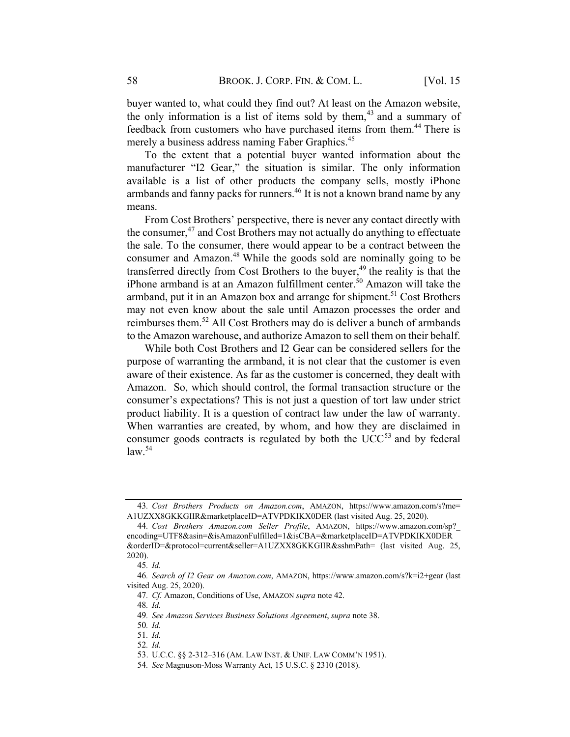buyer wanted to, what could they find out? At least on the Amazon website, the only information is a list of items sold by them,[43] and a summary of feedback from customers who have purchased items from them.[44] There is merely a business address naming Faber Graphics.[45]

To the extent that a potential buyer wanted information about the manufacturer "I2 Gear," the situation is similar. The only information available is a list of other products the company sells, mostly iPhone armbands and fanny packs for runners.[46] It is not a known brand name by any means.

From Cost Brothers' perspective, there is never any contact directly with the consumer,[47] and Cost Brothers may not actually do anything to effectuate the sale. To the consumer, there would appear to be a contract between the consumer and Amazon.[48] While the goods sold are nominally going to be transferred directly from Cost Brothers to the buyer,[49] the reality is that the iPhone armband is at an Amazon fulfillment center.[50] Amazon will take the armband, put it in an Amazon box and arrange for shipment.[51] Cost Brothers may not even know about the sale until Amazon processes the order and reimburses them.[52] All Cost Brothers may do is deliver a bunch of armbands to the Amazon warehouse, and authorize Amazon to sell them on their behalf.

While both Cost Brothers and I2 Gear can be considered sellers for the purpose of warranting the armband, it is not clear that the customer is even aware of their existence. As far as the customer is concerned, they dealt with Amazon. So, which should control, the formal transaction structure or the consumer's expectations? This is not just a question of tort law under strict product liability. It is a question of contract law under the law of warranty. When warranties are created, by whom, and how they are disclaimed in consumer goods contracts is regulated by both the UCC[53] and by federal law.[54]

---

43. *Cost Brothers Products on Amazon.com*, AMAZON, https://www.amazon.com/s?me=A1UZXX8GKKGIIR&marketplaceID=ATVPDKIKX0DER (last visited Aug. 25, 2020).

44. *Cost Brothers Amazon.com Seller Profile*, AMAZON, https://www.amazon.com/sp?_encoding=UTF8&asin=&isAmazonFulfilled=1&isCBA=&marketplaceID=ATVPDKIKX0DER&orderID=&protocol=current&seller=A1UZXX8GKKGIIR&sshmPath= (last visited Aug. 25, 2020).

45. *Id.*

46. *Search of I2 Gear on Amazon.com*, AMAZON, https://www.amazon.com/s?k=i2+gear (last visited Aug. 25, 2020).

47. *Cf.* Amazon, Conditions of Use, AMAZON *supra* note 42.

48. *Id.*

49. *See Amazon Services Business Solutions Agreement*, *supra* note 38.

50. *Id.*

51. *Id.*

52. *Id.*

53. U.C.C. §§ 2-312–316 (AM. LAW INST. & UNIF. LAW COMM'N 1951).

54. *See* Magnuson-Moss Warranty Act, 15 U.S.C. § 2310 (2018).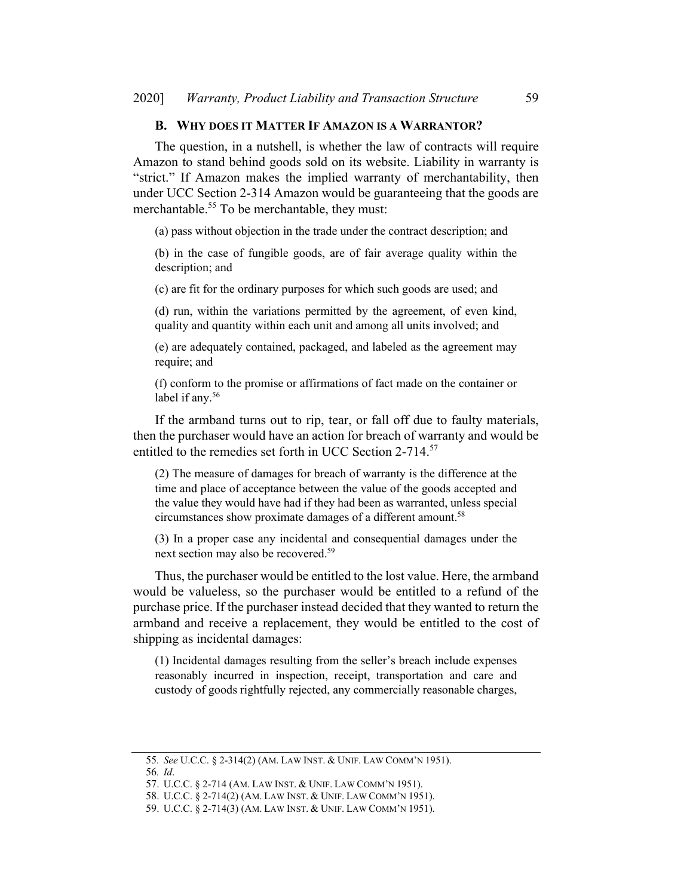### B. WHY DOES IT MATTER IF AMAZON IS A WARRANTOR?

The question, in a nutshell, is whether the law of contracts will require Amazon to stand behind goods sold on its website. Liability in warranty is "strict." If Amazon makes the implied warranty of merchantability, then under UCC Section 2-314 Amazon would be guaranteeing that the goods are merchantable.[55] To be merchantable, they must:

> (a) pass without objection in the trade under the contract description; and
>
> (b) in the case of fungible goods, are of fair average quality within the description; and
>
> (c) are fit for the ordinary purposes for which such goods are used; and
>
> (d) run, within the variations permitted by the agreement, of even kind, quality and quantity within each unit and among all units involved; and
>
> (e) are adequately contained, packaged, and labeled as the agreement may require; and
>
> (f) conform to the promise or affirmations of fact made on the container or label if any.[56]

If the armband turns out to rip, tear, or fall off due to faulty materials, then the purchaser would have an action for breach of warranty and would be entitled to the remedies set forth in UCC Section 2-714.[57]

> (2) The measure of damages for breach of warranty is the difference at the time and place of acceptance between the value of the goods accepted and the value they would have had if they had been as warranted, unless special circumstances show proximate damages of a different amount.[58]
>
> (3) In a proper case any incidental and consequential damages under the next section may also be recovered.[59]

Thus, the purchaser would be entitled to the lost value. Here, the armband would be valueless, so the purchaser would be entitled to a refund of the purchase price. If the purchaser instead decided that they wanted to return the armband and receive a replacement, they would be entitled to the cost of shipping as incidental damages:

> (1) Incidental damages resulting from the seller's breach include expenses reasonably incurred in inspection, receipt, transportation and care and custody of goods rightfully rejected, any commercially reasonable charges,

---

55. *See* U.C.C. § 2-314(2) (AM. LAW INST. & UNIF. LAW COMM'N 1951).

56. *Id*.

57. U.C.C. § 2-714 (AM. LAW INST. & UNIF. LAW COMM'N 1951).

58. U.C.C. § 2-714(2) (AM. LAW INST. & UNIF. LAW COMM'N 1951).

59. U.C.C. § 2-714(3) (AM. LAW INST. & UNIF. LAW COMM'N 1951).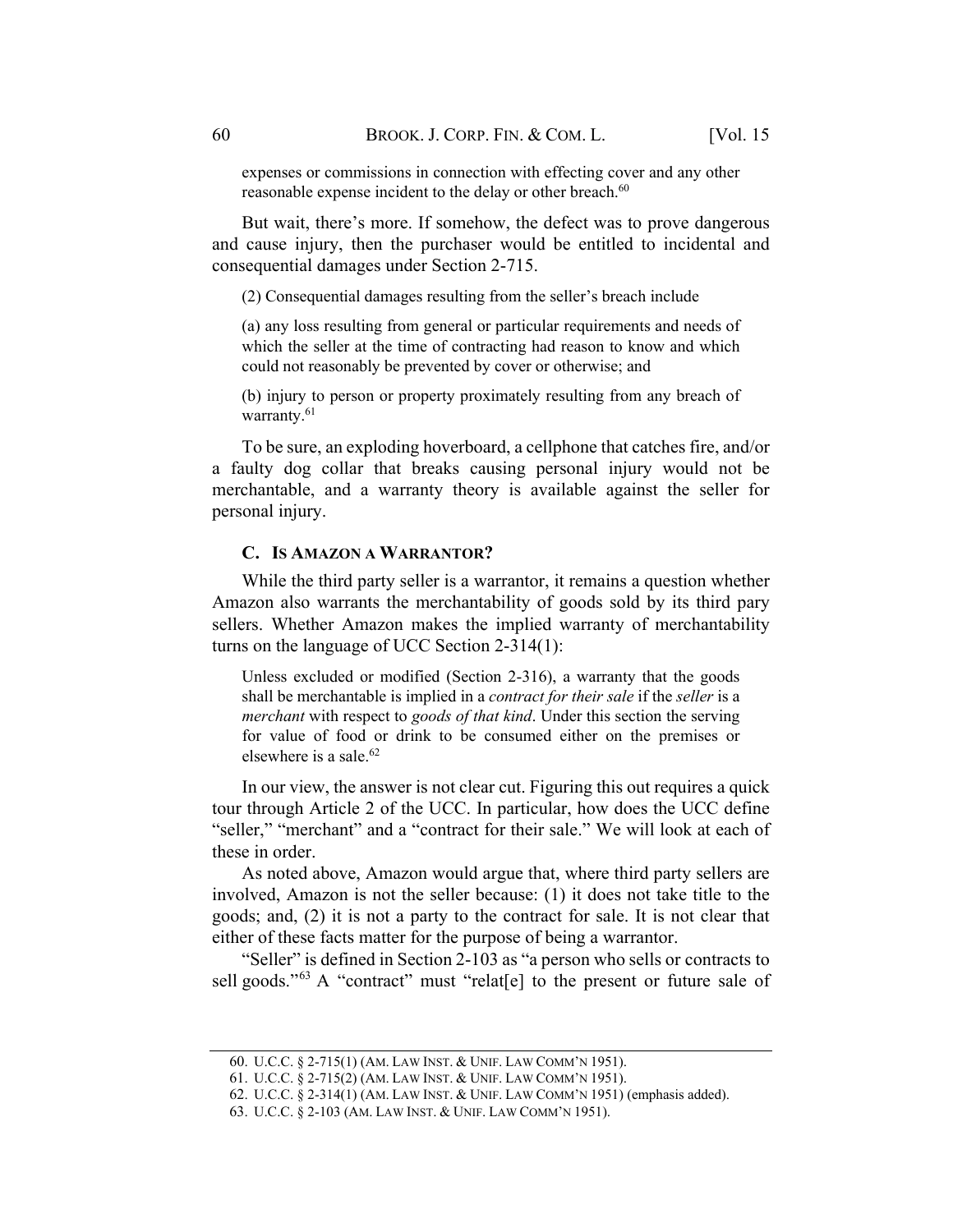> expenses or commissions in connection with effecting cover and any other reasonable expense incident to the delay or other breach.[60]

But wait, there's more. If somehow, the defect was to prove dangerous and cause injury, then the purchaser would be entitled to incidental and consequential damages under Section 2-715.

> (2) Consequential damages resulting from the seller's breach include
>
> (a) any loss resulting from general or particular requirements and needs of which the seller at the time of contracting had reason to know and which could not reasonably be prevented by cover or otherwise; and
>
> (b) injury to person or property proximately resulting from any breach of warranty.[61]

To be sure, an exploding hoverboard, a cellphone that catches fire, and/or a faulty dog collar that breaks causing personal injury would not be merchantable, and a warranty theory is available against the seller for personal injury.

### C. IS AMAZON A WARRANTOR?

While the third party seller is a warrantor, it remains a question whether Amazon also warrants the merchantability of goods sold by its third pary sellers. Whether Amazon makes the implied warranty of merchantability turns on the language of UCC Section 2-314(1):

> Unless excluded or modified (Section 2-316), a warranty that the goods shall be merchantable is implied in a *contract for their sale* if the *seller* is a *merchant* with respect to *goods of that kind*. Under this section the serving for value of food or drink to be consumed either on the premises or elsewhere is a sale.[62]

In our view, the answer is not clear cut. Figuring this out requires a quick tour through Article 2 of the UCC. In particular, how does the UCC define "seller," "merchant" and a "contract for their sale." We will look at each of these in order.

As noted above, Amazon would argue that, where third party sellers are involved, Amazon is not the seller because: (1) it does not take title to the goods; and, (2) it is not a party to the contract for sale. It is not clear that either of these facts matter for the purpose of being a warrantor.

"Seller" is defined in Section 2-103 as "a person who sells or contracts to sell goods."[63] A "contract" must "relat[e] to the present or future sale of

---

60. U.C.C. § 2-715(1) (AM. LAW INST. & UNIF. LAW COMM'N 1951).

61. U.C.C. § 2-715(2) (AM. LAW INST. & UNIF. LAW COMM'N 1951).

62. U.C.C. § 2-314(1) (AM. LAW INST. & UNIF. LAW COMM'N 1951) (emphasis added).

63. U.C.C. § 2-103 (AM. LAW INST. & UNIF. LAW COMM'N 1951).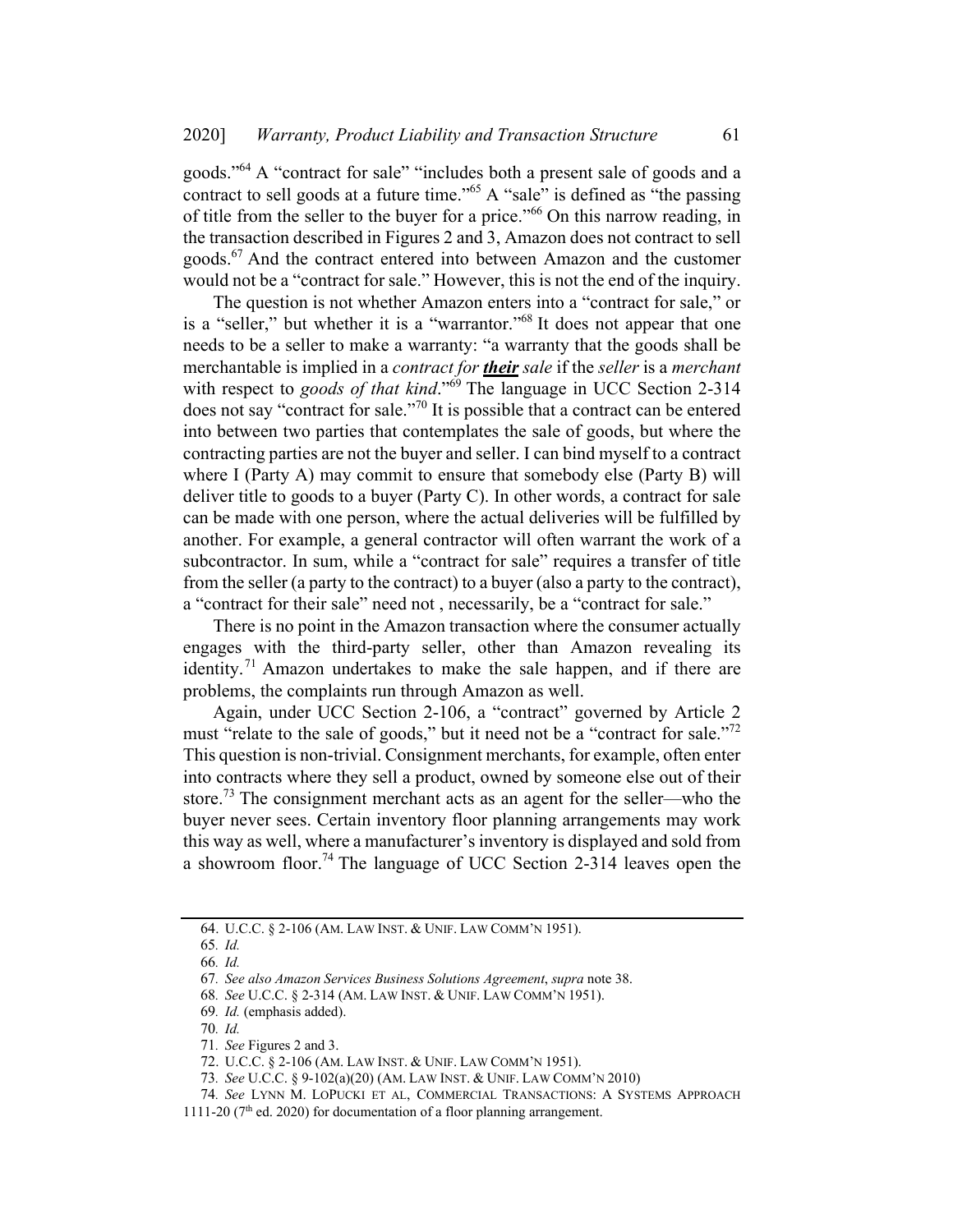goods."[64] A "contract for sale" "includes both a present sale of goods and a contract to sell goods at a future time."[65] A "sale" is defined as "the passing of title from the seller to the buyer for a price."[66] On this narrow reading, in the transaction described in Figures 2 and 3, Amazon does not contract to sell goods.[67] And the contract entered into between Amazon and the customer would not be a "contract for sale." However, this is not the end of the inquiry.

The question is not whether Amazon enters into a "contract for sale," or is a "seller," but whether it is a "warrantor."[68] It does not appear that one needs to be a seller to make a warranty: "a warranty that the goods shall be merchantable is implied in a *contract for **<u>their</u>** sale* if the *seller* is a *merchant* with respect to *goods of that kind*."[69] The language in UCC Section 2-314 does not say "contract for sale."[70] It is possible that a contract can be entered into between two parties that contemplates the sale of goods, but where the contracting parties are not the buyer and seller. I can bind myself to a contract where I (Party A) may commit to ensure that somebody else (Party B) will deliver title to goods to a buyer (Party C). In other words, a contract for sale can be made with one person, where the actual deliveries will be fulfilled by another. For example, a general contractor will often warrant the work of a subcontractor. In sum, while a "contract for sale" requires a transfer of title from the seller (a party to the contract) to a buyer (also a party to the contract), a "contract for their sale" need not , necessarily, be a "contract for sale."

There is no point in the Amazon transaction where the consumer actually engages with the third-party seller, other than Amazon revealing its identity.[71] Amazon undertakes to make the sale happen, and if there are problems, the complaints run through Amazon as well.

Again, under UCC Section 2-106, a "contract" governed by Article 2 must "relate to the sale of goods," but it need not be a "contract for sale."[72] This question is non-trivial. Consignment merchants, for example, often enter into contracts where they sell a product, owned by someone else out of their store.[73] The consignment merchant acts as an agent for the seller—who the buyer never sees. Certain inventory floor planning arrangements may work this way as well, where a manufacturer's inventory is displayed and sold from a showroom floor.[74] The language of UCC Section 2-314 leaves open the

---

64. U.C.C. § 2-106 (AM. LAW INST. & UNIF. LAW COMM'N 1951).

65. *Id.*

66. *Id.*

67. *See also Amazon Services Business Solutions Agreement*, *supra* note 38.

68. *See* U.C.C. § 2-314 (AM. LAW INST. & UNIF. LAW COMM'N 1951).

69. *Id.* (emphasis added).

70. *Id.*

71. *See* Figures 2 and 3.

72. U.C.C. § 2-106 (AM. LAW INST. & UNIF. LAW COMM'N 1951).

73. *See* U.C.C. § 9-102(a)(20) (AM. LAW INST. & UNIF. LAW COMM'N 2010)

74. *See* LYNN M. LOPUCKI ET AL, COMMERCIAL TRANSACTIONS: A SYSTEMS APPROACH 1111-20 (7th ed. 2020) for documentation of a floor planning arrangement.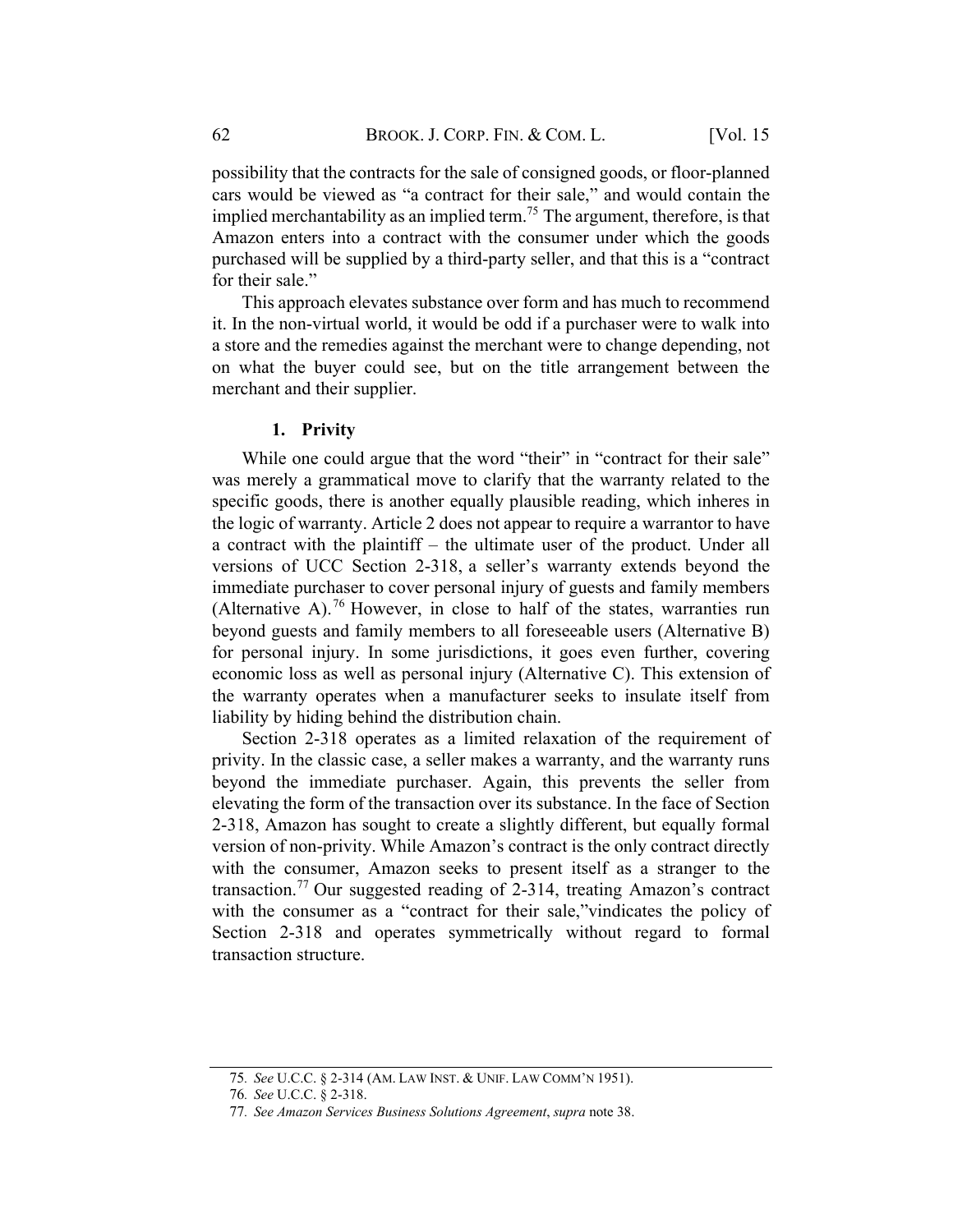possibility that the contracts for the sale of consigned goods, or floor-planned cars would be viewed as "a contract for their sale," and would contain the implied merchantability as an implied term.[75] The argument, therefore, is that Amazon enters into a contract with the consumer under which the goods purchased will be supplied by a third-party seller, and that this is a "contract for their sale."

This approach elevates substance over form and has much to recommend it. In the non-virtual world, it would be odd if a purchaser were to walk into a store and the remedies against the merchant were to change depending, not on what the buyer could see, but on the title arrangement between the merchant and their supplier.

### 1. Privity

While one could argue that the word "their" in "contract for their sale" was merely a grammatical move to clarify that the warranty related to the specific goods, there is another equally plausible reading, which inheres in the logic of warranty. Article 2 does not appear to require a warrantor to have a contract with the plaintiff – the ultimate user of the product. Under all versions of UCC Section 2-318, a seller's warranty extends beyond the immediate purchaser to cover personal injury of guests and family members (Alternative A).[76] However, in close to half of the states, warranties run beyond guests and family members to all foreseeable users (Alternative B) for personal injury. In some jurisdictions, it goes even further, covering economic loss as well as personal injury (Alternative C). This extension of the warranty operates when a manufacturer seeks to insulate itself from liability by hiding behind the distribution chain.

Section 2-318 operates as a limited relaxation of the requirement of privity. In the classic case, a seller makes a warranty, and the warranty runs beyond the immediate purchaser. Again, this prevents the seller from elevating the form of the transaction over its substance. In the face of Section 2-318, Amazon has sought to create a slightly different, but equally formal version of non-privity. While Amazon's contract is the only contract directly with the consumer, Amazon seeks to present itself as a stranger to the transaction.[77] Our suggested reading of 2-314, treating Amazon's contract with the consumer as a "contract for their sale,"vindicates the policy of Section 2-318 and operates symmetrically without regard to formal transaction structure.

---

75. *See* U.C.C. § 2-314 (AM. LAW INST. & UNIF. LAW COMM'N 1951).

76. *See* U.C.C. § 2-318.

77. *See Amazon Services Business Solutions Agreement*, *supra* note 38.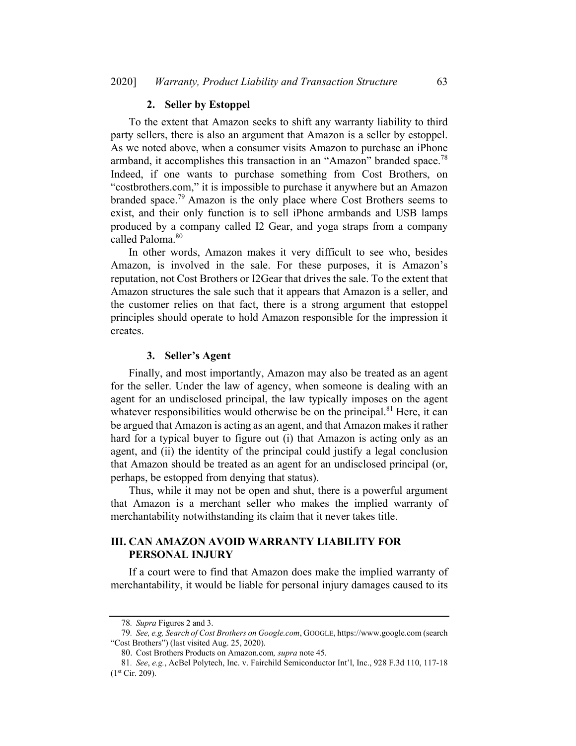### 2. Seller by Estoppel

To the extent that Amazon seeks to shift any warranty liability to third party sellers, there is also an argument that Amazon is a seller by estoppel. As we noted above, when a consumer visits Amazon to purchase an iPhone armband, it accomplishes this transaction in an "Amazon" branded space.[78] Indeed, if one wants to purchase something from Cost Brothers, on "costbrothers.com," it is impossible to purchase it anywhere but an Amazon branded space.[79] Amazon is the only place where Cost Brothers seems to exist, and their only function is to sell iPhone armbands and USB lamps produced by a company called I2 Gear, and yoga straps from a company called Paloma.[80]

In other words, Amazon makes it very difficult to see who, besides Amazon, is involved in the sale. For these purposes, it is Amazon's reputation, not Cost Brothers or I2Gear that drives the sale. To the extent that Amazon structures the sale such that it appears that Amazon is a seller, and the customer relies on that fact, there is a strong argument that estoppel principles should operate to hold Amazon responsible for the impression it creates.

### 3. Seller's Agent

Finally, and most importantly, Amazon may also be treated as an agent for the seller. Under the law of agency, when someone is dealing with an agent for an undisclosed principal, the law typically imposes on the agent whatever responsibilities would otherwise be on the principal.[81] Here, it can be argued that Amazon is acting as an agent, and that Amazon makes it rather hard for a typical buyer to figure out (i) that Amazon is acting only as an agent, and (ii) the identity of the principal could justify a legal conclusion that Amazon should be treated as an agent for an undisclosed principal (or, perhaps, be estopped from denying that status).

Thus, while it may not be open and shut, there is a powerful argument that Amazon is a merchant seller who makes the implied warranty of merchantability notwithstanding its claim that it never takes title.

## III. CAN AMAZON AVOID WARRANTY LIABILITY FOR PERSONAL INJURY

If a court were to find that Amazon does make the implied warranty of merchantability, it would be liable for personal injury damages caused to its

---

78. *Supra* Figures 2 and 3.

79. *See, e.g, Search of Cost Brothers on Google.com*, GOOGLE, https://www.google.com (search "Cost Brothers") (last visited Aug. 25, 2020).

80. Cost Brothers Products on Amazon.com*, supra* note 45.

81. *See*, *e.g.*, AcBel Polytech, Inc. v. Fairchild Semiconductor Int'l, Inc., 928 F.3d 110, 117-18 (1st Cir. 209).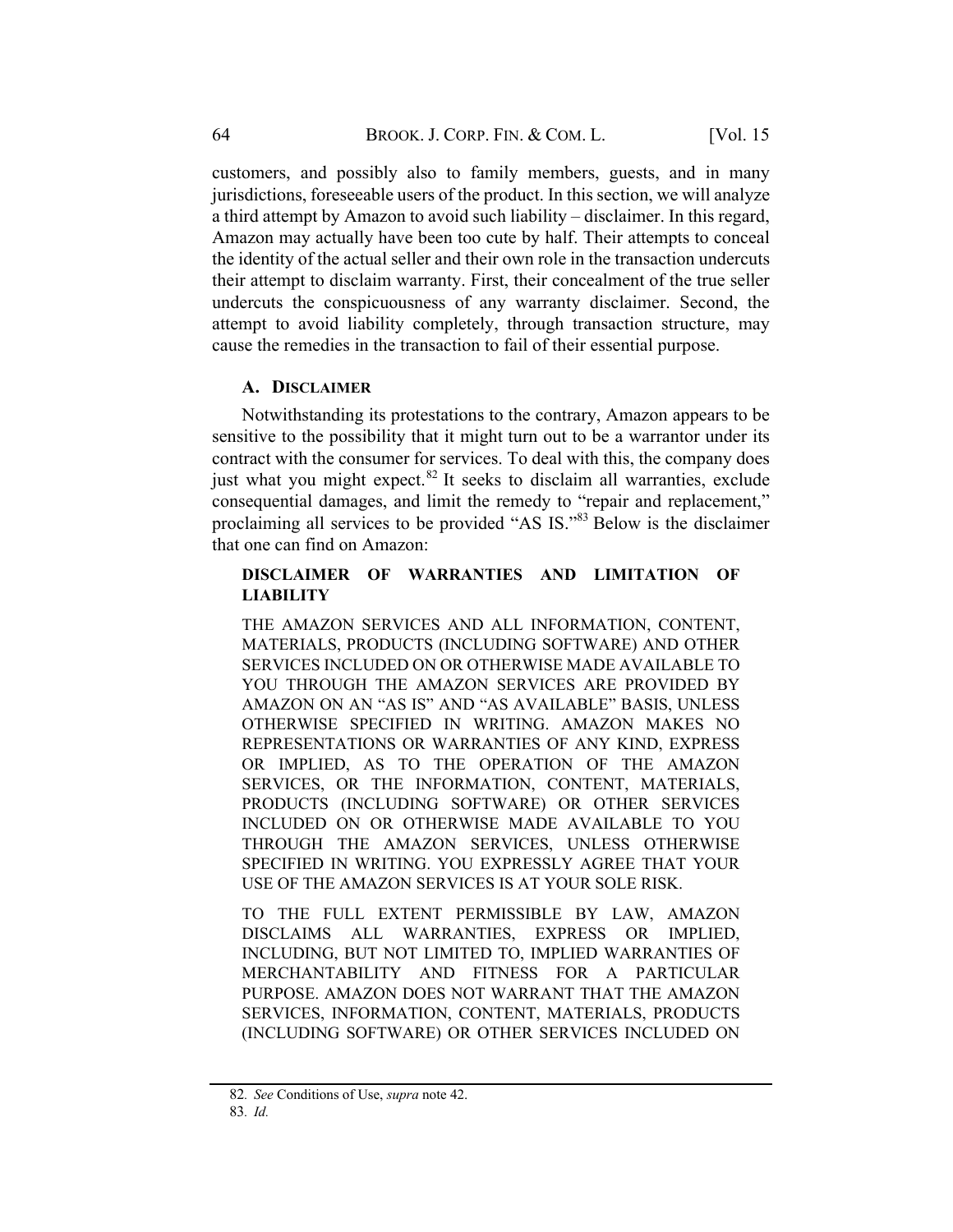customers, and possibly also to family members, guests, and in many jurisdictions, foreseeable users of the product. In this section, we will analyze a third attempt by Amazon to avoid such liability – disclaimer. In this regard, Amazon may actually have been too cute by half. Their attempts to conceal the identity of the actual seller and their own role in the transaction undercuts their attempt to disclaim warranty. First, their concealment of the true seller undercuts the conspicuousness of any warranty disclaimer. Second, the attempt to avoid liability completely, through transaction structure, may cause the remedies in the transaction to fail of their essential purpose.

### A. DISCLAIMER

Notwithstanding its protestations to the contrary, Amazon appears to be sensitive to the possibility that it might turn out to be a warrantor under its contract with the consumer for services. To deal with this, the company does just what you might expect.[82] It seeks to disclaim all warranties, exclude consequential damages, and limit the remedy to "repair and replacement," proclaiming all services to be provided "AS IS."[83] Below is the disclaimer that one can find on Amazon:

> **DISCLAIMER OF WARRANTIES AND LIMITATION OF LIABILITY**
>
> THE AMAZON SERVICES AND ALL INFORMATION, CONTENT, MATERIALS, PRODUCTS (INCLUDING SOFTWARE) AND OTHER SERVICES INCLUDED ON OR OTHERWISE MADE AVAILABLE TO YOU THROUGH THE AMAZON SERVICES ARE PROVIDED BY AMAZON ON AN "AS IS" AND "AS AVAILABLE" BASIS, UNLESS OTHERWISE SPECIFIED IN WRITING. AMAZON MAKES NO REPRESENTATIONS OR WARRANTIES OF ANY KIND, EXPRESS OR IMPLIED, AS TO THE OPERATION OF THE AMAZON SERVICES, OR THE INFORMATION, CONTENT, MATERIALS, PRODUCTS (INCLUDING SOFTWARE) OR OTHER SERVICES INCLUDED ON OR OTHERWISE MADE AVAILABLE TO YOU THROUGH THE AMAZON SERVICES, UNLESS OTHERWISE SPECIFIED IN WRITING. YOU EXPRESSLY AGREE THAT YOUR USE OF THE AMAZON SERVICES IS AT YOUR SOLE RISK.
>
> TO THE FULL EXTENT PERMISSIBLE BY LAW, AMAZON DISCLAIMS ALL WARRANTIES, EXPRESS OR IMPLIED, INCLUDING, BUT NOT LIMITED TO, IMPLIED WARRANTIES OF MERCHANTABILITY AND FITNESS FOR A PARTICULAR PURPOSE. AMAZON DOES NOT WARRANT THAT THE AMAZON SERVICES, INFORMATION, CONTENT, MATERIALS, PRODUCTS (INCLUDING SOFTWARE) OR OTHER SERVICES INCLUDED ON

---

82. *See* Conditions of Use, *supra* note 42.

83. *Id.*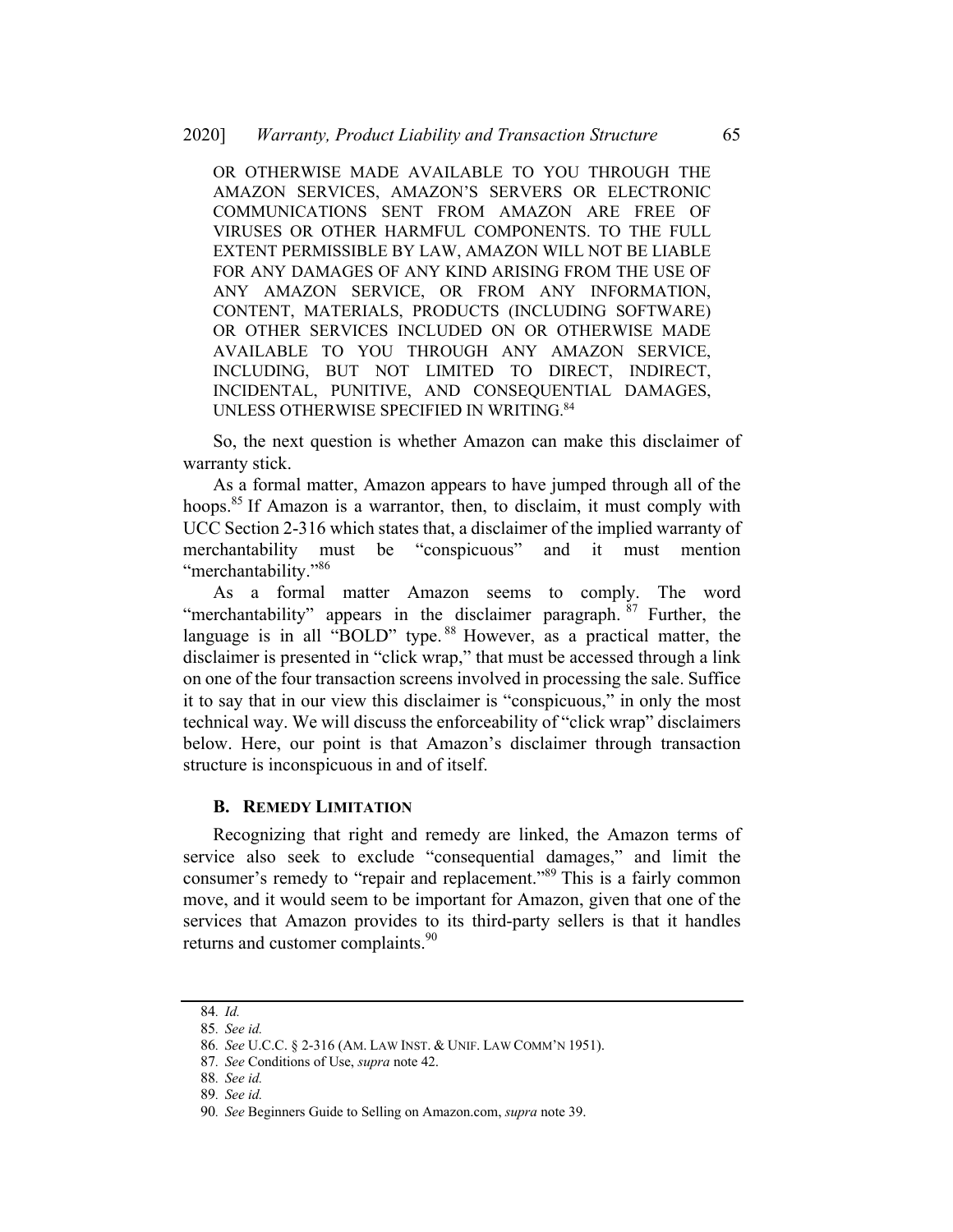> OR OTHERWISE MADE AVAILABLE TO YOU THROUGH THE AMAZON SERVICES, AMAZON'S SERVERS OR ELECTRONIC COMMUNICATIONS SENT FROM AMAZON ARE FREE OF VIRUSES OR OTHER HARMFUL COMPONENTS. TO THE FULL EXTENT PERMISSIBLE BY LAW, AMAZON WILL NOT BE LIABLE FOR ANY DAMAGES OF ANY KIND ARISING FROM THE USE OF ANY AMAZON SERVICE, OR FROM ANY INFORMATION, CONTENT, MATERIALS, PRODUCTS (INCLUDING SOFTWARE) OR OTHER SERVICES INCLUDED ON OR OTHERWISE MADE AVAILABLE TO YOU THROUGH ANY AMAZON SERVICE, INCLUDING, BUT NOT LIMITED TO DIRECT, INDIRECT, INCIDENTAL, PUNITIVE, AND CONSEQUENTIAL DAMAGES, UNLESS OTHERWISE SPECIFIED IN WRITING.[84]

So, the next question is whether Amazon can make this disclaimer of warranty stick.

As a formal matter, Amazon appears to have jumped through all of the hoops.[85] If Amazon is a warrantor, then, to disclaim, it must comply with UCC Section 2-316 which states that, a disclaimer of the implied warranty of merchantability must be "conspicuous" and it must mention "merchantability."[86]

As a formal matter Amazon seems to comply. The word "merchantability" appears in the disclaimer paragraph.[87] Further, the language is in all "BOLD" type.[88] However, as a practical matter, the disclaimer is presented in "click wrap," that must be accessed through a link on one of the four transaction screens involved in processing the sale. Suffice it to say that in our view this disclaimer is "conspicuous," in only the most technical way. We will discuss the enforceability of "click wrap" disclaimers below. Here, our point is that Amazon's disclaimer through transaction structure is inconspicuous in and of itself.

### B. Remedy Limitation

Recognizing that right and remedy are linked, the Amazon terms of service also seek to exclude "consequential damages," and limit the consumer's remedy to "repair and replacement."[89] This is a fairly common move, and it would seem to be important for Amazon, given that one of the services that Amazon provides to its third-party sellers is that it handles returns and customer complaints.[90]

---

84. *Id.*
85. *See id.*
86. *See* U.C.C. § 2-316 (Am. Law Inst. & Unif. Law Comm'n 1951).
87. *See* Conditions of Use, *supra* note 42.
88. *See id.*
89. *See id.*
90. *See* Beginners Guide to Selling on Amazon.com, *supra* note 39.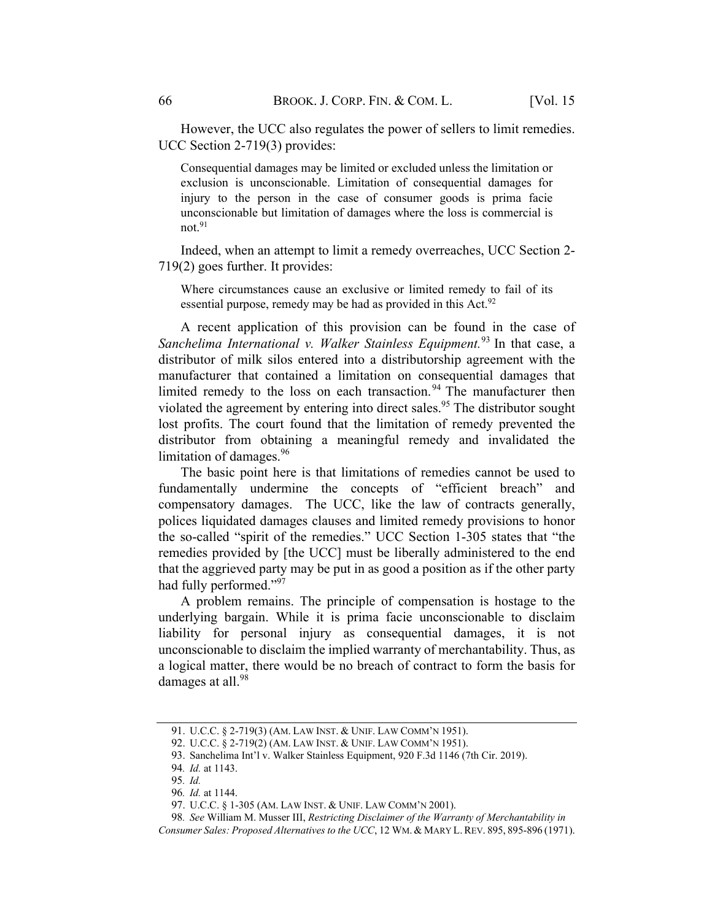However, the UCC also regulates the power of sellers to limit remedies. UCC Section 2-719(3) provides:

> Consequential damages may be limited or excluded unless the limitation or exclusion is unconscionable. Limitation of consequential damages for injury to the person in the case of consumer goods is prima facie unconscionable but limitation of damages where the loss is commercial is not.[91]

Indeed, when an attempt to limit a remedy overreaches, UCC Section 2-719(2) goes further. It provides:

> Where circumstances cause an exclusive or limited remedy to fail of its essential purpose, remedy may be had as provided in this Act.[92]

A recent application of this provision can be found in the case of *Sanchelima International v. Walker Stainless Equipment.*[93] In that case, a distributor of milk silos entered into a distributorship agreement with the manufacturer that contained a limitation on consequential damages that limited remedy to the loss on each transaction.[94] The manufacturer then violated the agreement by entering into direct sales.[95] The distributor sought lost profits. The court found that the limitation of remedy prevented the distributor from obtaining a meaningful remedy and invalidated the limitation of damages.[96]

The basic point here is that limitations of remedies cannot be used to fundamentally undermine the concepts of "efficient breach" and compensatory damages. The UCC, like the law of contracts generally, polices liquidated damages clauses and limited remedy provisions to honor the so-called "spirit of the remedies." UCC Section 1-305 states that "the remedies provided by [the UCC] must be liberally administered to the end that the aggrieved party may be put in as good a position as if the other party had fully performed."[97]

A problem remains. The principle of compensation is hostage to the underlying bargain. While it is prima facie unconscionable to disclaim liability for personal injury as consequential damages, it is not unconscionable to disclaim the implied warranty of merchantability. Thus, as a logical matter, there would be no breach of contract to form the basis for damages at all.[98]

---

91. U.C.C. § 2-719(3) (AM. LAW INST. & UNIF. LAW COMM'N 1951).

92. U.C.C. § 2-719(2) (AM. LAW INST. & UNIF. LAW COMM'N 1951).

93. Sanchelima Int'l v. Walker Stainless Equipment, 920 F.3d 1146 (7th Cir. 2019).

94. *Id.* at 1143.

95. *Id.*

96. *Id.* at 1144.

97. U.C.C. § 1-305 (AM. LAW INST. & UNIF. LAW COMM'N 2001).

98. *See* William M. Musser III, *Restricting Disclaimer of the Warranty of Merchantability in Consumer Sales: Proposed Alternatives to the UCC*, 12 WM. & MARY L. REV. 895, 895-896 (1971).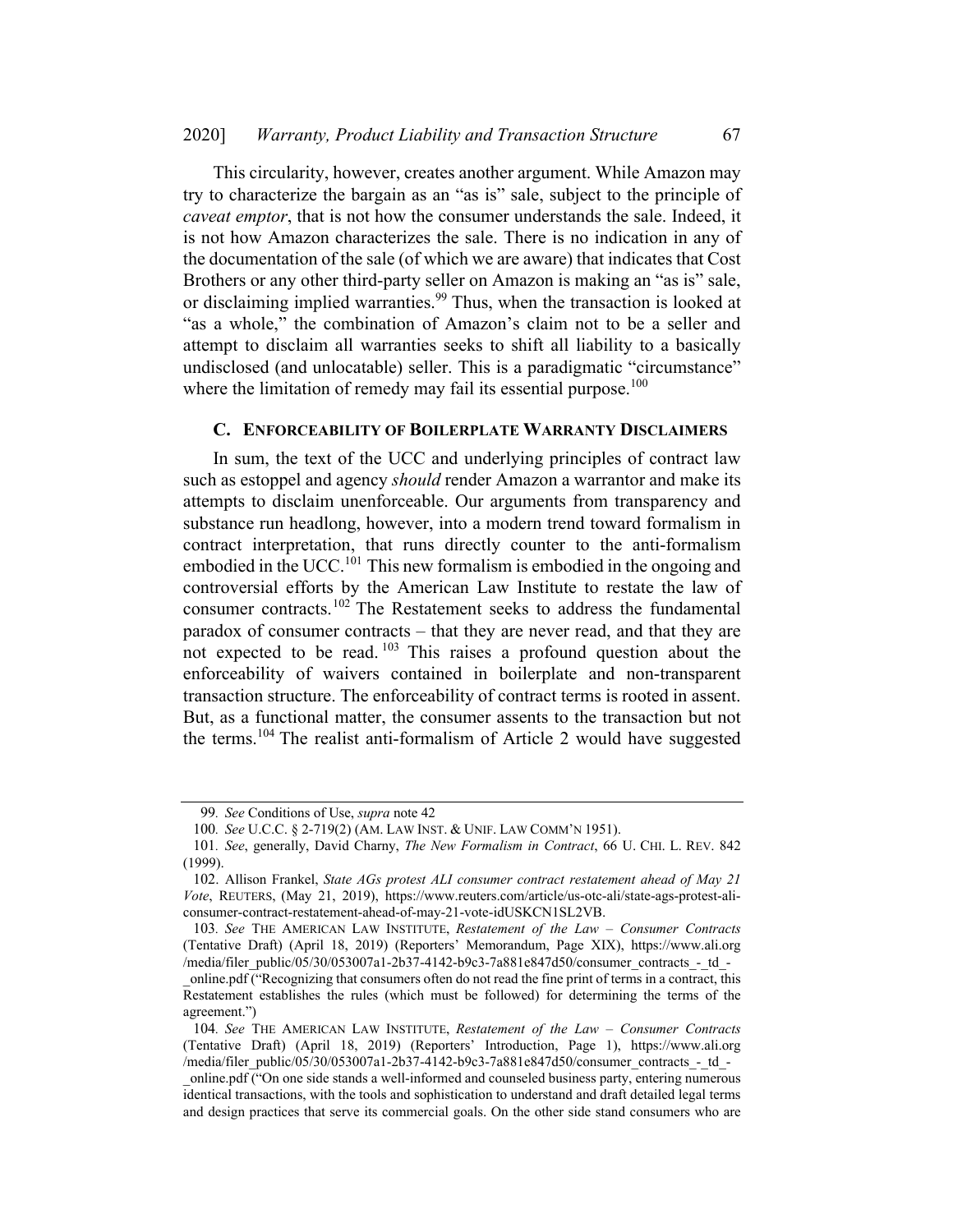This circularity, however, creates another argument. While Amazon may try to characterize the bargain as an "as is" sale, subject to the principle of *caveat emptor*, that is not how the consumer understands the sale. Indeed, it is not how Amazon characterizes the sale. There is no indication in any of the documentation of the sale (of which we are aware) that indicates that Cost Brothers or any other third-party seller on Amazon is making an "as is" sale, or disclaiming implied warranties.[99] Thus, when the transaction is looked at "as a whole," the combination of Amazon's claim not to be a seller and attempt to disclaim all warranties seeks to shift all liability to a basically undisclosed (and unlocatable) seller. This is a paradigmatic "circumstance" where the limitation of remedy may fail its essential purpose.[100]

### C. ENFORCEABILITY OF BOILERPLATE WARRANTY DISCLAIMERS

In sum, the text of the UCC and underlying principles of contract law such as estoppel and agency *should* render Amazon a warrantor and make its attempts to disclaim unenforceable. Our arguments from transparency and substance run headlong, however, into a modern trend toward formalism in contract interpretation, that runs directly counter to the anti-formalism embodied in the UCC.[101] This new formalism is embodied in the ongoing and controversial efforts by the American Law Institute to restate the law of consumer contracts.[102] The Restatement seeks to address the fundamental paradox of consumer contracts – that they are never read, and that they are not expected to be read.[103] This raises a profound question about the enforceability of waivers contained in boilerplate and non-transparent transaction structure. The enforceability of contract terms is rooted in assent. But, as a functional matter, the consumer assents to the transaction but not the terms.[104] The realist anti-formalism of Article 2 would have suggested

---

99. *See* Conditions of Use, *supra* note 42

100. *See* U.C.C. § 2-719(2) (AM. LAW INST. & UNIF. LAW COMM'N 1951).

101. *See*, generally, David Charny, *The New Formalism in Contract*, 66 U. CHI. L. REV. 842 (1999).

102. Allison Frankel, *State AGs protest ALI consumer contract restatement ahead of May 21 Vote*, REUTERS, (May 21, 2019), https://www.reuters.com/article/us-otc-ali/state-ags-protest-ali-consumer-contract-restatement-ahead-of-may-21-vote-idUSKCN1SL2VB.

103. *See* THE AMERICAN LAW INSTITUTE, *Restatement of the Law – Consumer Contracts* (Tentative Draft) (April 18, 2019) (Reporters' Memorandum, Page XIX), https://www.ali.org/media/filer_public/05/30/053007a1-2b37-4142-b9c3-7a881e847d50/consumer_contracts_-_td_-_online.pdf ("Recognizing that consumers often do not read the fine print of terms in a contract, this Restatement establishes the rules (which must be followed) for determining the terms of the agreement.")

104. *See* THE AMERICAN LAW INSTITUTE, *Restatement of the Law – Consumer Contracts* (Tentative Draft) (April 18, 2019) (Reporters' Introduction, Page 1), https://www.ali.org/media/filer_public/05/30/053007a1-2b37-4142-b9c3-7a881e847d50/consumer_contracts_-_td_-_online.pdf ("On one side stands a well-informed and counseled business party, entering numerous identical transactions, with the tools and sophistication to understand and draft detailed legal terms and design practices that serve its commercial goals. On the other side stand consumers who are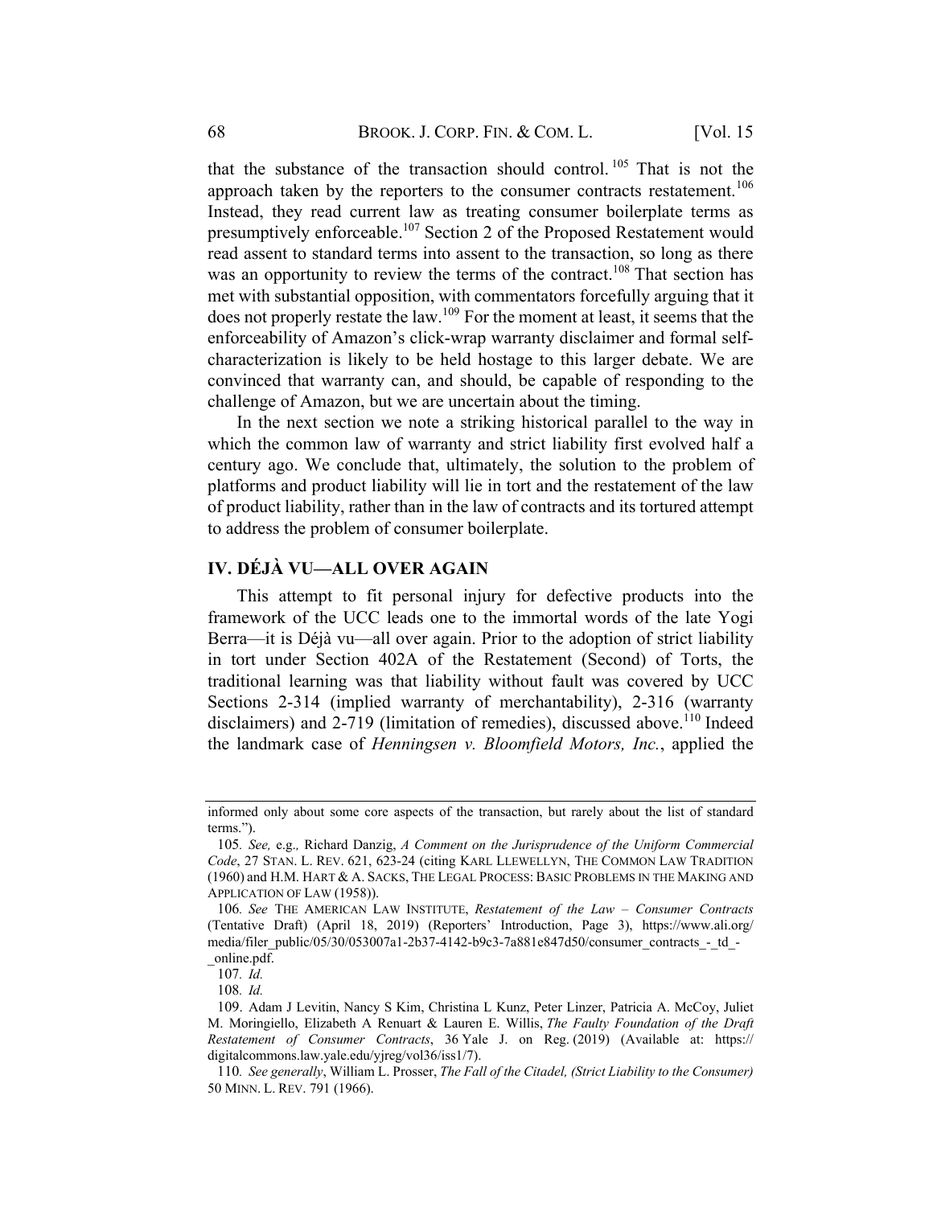that the substance of the transaction should control.[105] That is not the approach taken by the reporters to the consumer contracts restatement.[106] Instead, they read current law as treating consumer boilerplate terms as presumptively enforceable.[107] Section 2 of the Proposed Restatement would read assent to standard terms into assent to the transaction, so long as there was an opportunity to review the terms of the contract.[108] That section has met with substantial opposition, with commentators forcefully arguing that it does not properly restate the law.[109] For the moment at least, it seems that the enforceability of Amazon's click-wrap warranty disclaimer and formal self-characterization is likely to be held hostage to this larger debate. We are convinced that warranty can, and should, be capable of responding to the challenge of Amazon, but we are uncertain about the timing.

In the next section we note a striking historical parallel to the way in which the common law of warranty and strict liability first evolved half a century ago. We conclude that, ultimately, the solution to the problem of platforms and product liability will lie in tort and the restatement of the law of product liability, rather than in the law of contracts and its tortured attempt to address the problem of consumer boilerplate.

## IV. DÉJÀ VU—ALL OVER AGAIN

This attempt to fit personal injury for defective products into the framework of the UCC leads one to the immortal words of the late Yogi Berra—it is Déjà vu—all over again. Prior to the adoption of strict liability in tort under Section 402A of the Restatement (Second) of Torts, the traditional learning was that liability without fault was covered by UCC Sections 2-314 (implied warranty of merchantability), 2-316 (warranty disclaimers) and 2-719 (limitation of remedies), discussed above.[110] Indeed the landmark case of *Henningsen v. Bloomfield Motors, Inc.*, applied the

---

informed only about some core aspects of the transaction, but rarely about the list of standard terms.").

105. *See,* e.g., Richard Danzig, *A Comment on the Jurisprudence of the Uniform Commercial Code*, 27 STAN. L. REV. 621, 623-24 (citing KARL LLEWELLYN, THE COMMON LAW TRADITION (1960) and H.M. HART & A. SACKS, THE LEGAL PROCESS: BASIC PROBLEMS IN THE MAKING AND APPLICATION OF LAW (1958)).

106. *See* THE AMERICAN LAW INSTITUTE, *Restatement of the Law – Consumer Contracts* (Tentative Draft) (April 18, 2019) (Reporters' Introduction, Page 3), https://www.ali.org/media/filer_public/05/30/053007a1-2b37-4142-b9c3-7a881e847d50/consumer_contracts_-_td_-_online.pdf.

107. *Id.*

108. *Id.*

109. Adam J Levitin, Nancy S Kim, Christina L Kunz, Peter Linzer, Patricia A. McCoy, Juliet M. Moringiello, Elizabeth A Renuart & Lauren E. Willis, *The Faulty Foundation of the Draft Restatement of Consumer Contracts*, 36 Yale J. on Reg. (2019) (Available at: https://digitalcommons.law.yale.edu/yjreg/vol36/iss1/7).

110. *See generally*, William L. Prosser, *The Fall of the Citadel, (Strict Liability to the Consumer)* 50 MINN. L. REV. 791 (1966).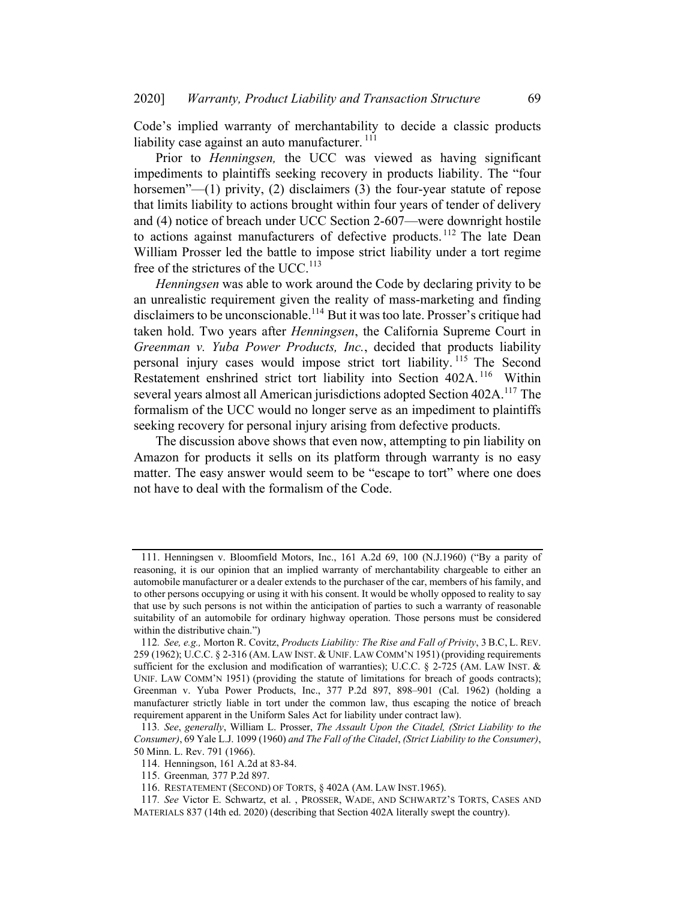Code's implied warranty of merchantability to decide a classic products liability case against an auto manufacturer.[111]

Prior to *Henningsen,* the UCC was viewed as having significant impediments to plaintiffs seeking recovery in products liability. The "four horsemen"—(1) privity, (2) disclaimers (3) the four-year statute of repose that limits liability to actions brought within four years of tender of delivery and (4) notice of breach under UCC Section 2-607—were downright hostile to actions against manufacturers of defective products.[112] The late Dean William Prosser led the battle to impose strict liability under a tort regime free of the strictures of the UCC.[113]

*Henningsen* was able to work around the Code by declaring privity to be an unrealistic requirement given the reality of mass-marketing and finding disclaimers to be unconscionable.[114] But it was too late. Prosser's critique had taken hold. Two years after *Henningsen*, the California Supreme Court in *Greenman v. Yuba Power Products, Inc.*, decided that products liability personal injury cases would impose strict tort liability.[115] The Second Restatement enshrined strict tort liability into Section 402A.[116] Within several years almost all American jurisdictions adopted Section 402A.[117] The formalism of the UCC would no longer serve as an impediment to plaintiffs seeking recovery for personal injury arising from defective products.

The discussion above shows that even now, attempting to pin liability on Amazon for products it sells on its platform through warranty is no easy matter. The easy answer would seem to be "escape to tort" where one does not have to deal with the formalism of the Code.

---

111. Henningsen v. Bloomfield Motors, Inc., 161 A.2d 69, 100 (N.J.1960) ("By a parity of reasoning, it is our opinion that an implied warranty of merchantability chargeable to either an automobile manufacturer or a dealer extends to the purchaser of the car, members of his family, and to other persons occupying or using it with his consent. It would be wholly opposed to reality to say that use by such persons is not within the anticipation of parties to such a warranty of reasonable suitability of an automobile for ordinary highway operation. Those persons must be considered within the distributive chain.")

112. *See, e.g.,* Morton R. Covitz, *Products Liability: The Rise and Fall of Privity*, 3 B.C, L. REV. 259 (1962); U.C.C. § 2-316 (AM. LAW INST. & UNIF. LAW COMM'N 1951) (providing requirements sufficient for the exclusion and modification of warranties); U.C.C. § 2-725 (AM. LAW INST. & UNIF. LAW COMM'N 1951) (providing the statute of limitations for breach of goods contracts); Greenman v. Yuba Power Products, Inc., 377 P.2d 897, 898–901 (Cal. 1962) (holding a manufacturer strictly liable in tort under the common law, thus escaping the notice of breach requirement apparent in the Uniform Sales Act for liability under contract law).

113. *See*, *generally*, William L. Prosser, *The Assault Upon the Citadel, (Strict Liability to the Consumer)*, 69 Yale L.J. 1099 (1960) *and The Fall of the Citadel*, *(Strict Liability to the Consumer)*, 50 Minn. L. Rev. 791 (1966).

114. Henningson, 161 A.2d at 83-84.

115. Greenman*,* 377 P.2d 897.

116. RESTATEMENT (SECOND) OF TORTS, § 402A (AM. LAW INST.1965).

117. *See* Victor E. Schwartz, et al. , PROSSER, WADE, AND SCHWARTZ'S TORTS, CASES AND MATERIALS 837 (14th ed. 2020) (describing that Section 402A literally swept the country).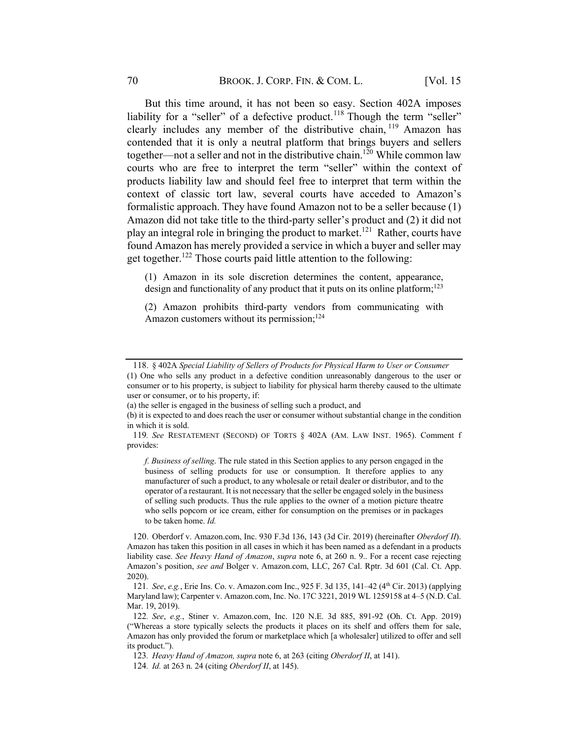But this time around, it has not been so easy. Section 402A imposes liability for a "seller" of a defective product.[118] Though the term "seller" clearly includes any member of the distributive chain,[119] Amazon has contended that it is only a neutral platform that brings buyers and sellers together—not a seller and not in the distributive chain.[120] While common law courts who are free to interpret the term "seller" within the context of products liability law and should feel free to interpret that term within the context of classic tort law, several courts have acceded to Amazon's formalistic approach. They have found Amazon not to be a seller because (1) Amazon did not take title to the third-party seller's product and (2) it did not play an integral role in bringing the product to market.[121] Rather, courts have found Amazon has merely provided a service in which a buyer and seller may get together.[122] Those courts paid little attention to the following:

> (1) Amazon in its sole discretion determines the content, appearance, design and functionality of any product that it puts on its online platform;[123]
>
> (2) Amazon prohibits third-party vendors from communicating with Amazon customers without its permission;[124]

---

118. § 402A *Special Liability of Sellers of Products for Physical Harm to User or Consumer*
(1) One who sells any product in a defective condition unreasonably dangerous to the user or consumer or to his property, is subject to liability for physical harm thereby caused to the ultimate user or consumer, or to his property, if:
(a) the seller is engaged in the business of selling such a product, and
(b) it is expected to and does reach the user or consumer without substantial change in the condition in which it is sold.

119. *See* RESTATEMENT (SECOND) OF TORTS § 402A (AM. LAW INST. 1965). Comment f provides:

> *f. Business of selling*. The rule stated in this Section applies to any person engaged in the business of selling products for use or consumption. It therefore applies to any manufacturer of such a product, to any wholesale or retail dealer or distributor, and to the operator of a restaurant. It is not necessary that the seller be engaged solely in the business of selling such products. Thus the rule applies to the owner of a motion picture theatre who sells popcorn or ice cream, either for consumption on the premises or in packages to be taken home. *Id.*

120. Oberdorf v. Amazon.com, Inc. 930 F.3d 136, 143 (3d Cir. 2019) (hereinafter *Oberdorf II*). Amazon has taken this position in all cases in which it has been named as a defendant in a products liability case. *See Heavy Hand of Amazon*, *supra* note 6, at 260 n. 9.. For a recent case rejecting Amazon's position, *see and* Bolger v. Amazon.com, LLC, 267 Cal. Rptr. 3d 601 (Cal. Ct. App. 2020).

121. *See*, *e.g.*, Erie Ins. Co. v. Amazon.com Inc., 925 F. 3d 135, 141–42 (4th Cir. 2013) (applying Maryland law); Carpenter v. Amazon.com, Inc. No. 17C 3221, 2019 WL 1259158 at 4–5 (N.D. Cal. Mar. 19, 2019).

122. *See*, *e.g.*, Stiner v. Amazon.com, Inc. 120 N.E. 3d 885, 891-92 (Oh. Ct. App. 2019) ("Whereas a store typically selects the products it places on its shelf and offers them for sale, Amazon has only provided the forum or marketplace which [a wholesaler] utilized to offer and sell its product.").

123. *Heavy Hand of Amazon, supra* note 6, at 263 (citing *Oberdorf II*, at 141).

124. *Id.* at 263 n. 24 (citing *Oberdorf II*, at 145).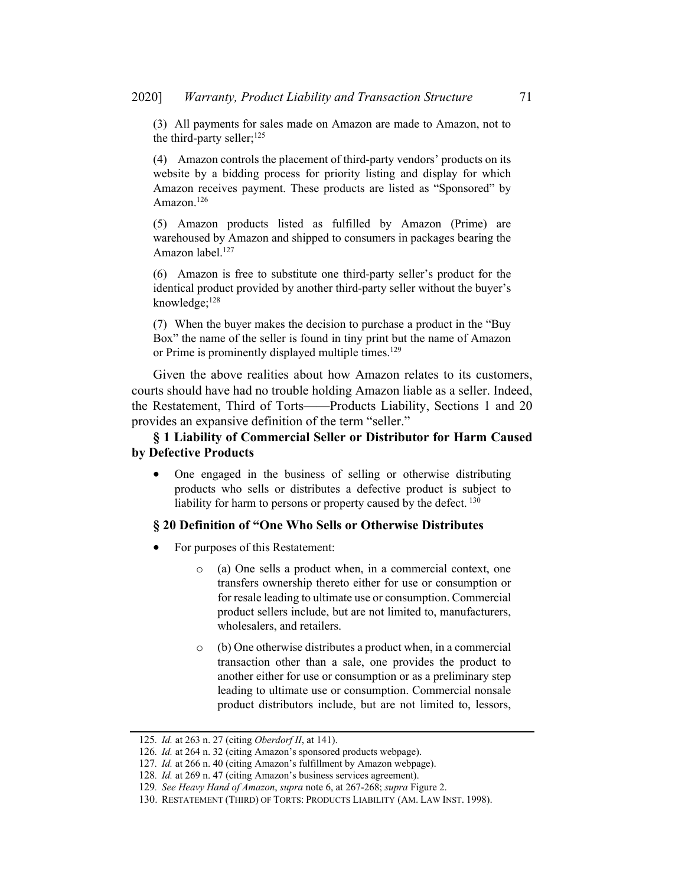(3) All payments for sales made on Amazon are made to Amazon, not to the third-party seller;[125]

(4) Amazon controls the placement of third-party vendors' products on its website by a bidding process for priority listing and display for which Amazon receives payment. These products are listed as "Sponsored" by Amazon.[126]

(5) Amazon products listed as fulfilled by Amazon (Prime) are warehoused by Amazon and shipped to consumers in packages bearing the Amazon label.[127]

(6) Amazon is free to substitute one third-party seller's product for the identical product provided by another third-party seller without the buyer's knowledge;[128]

(7) When the buyer makes the decision to purchase a product in the "Buy Box" the name of the seller is found in tiny print but the name of Amazon or Prime is prominently displayed multiple times.[129]

Given the above realities about how Amazon relates to its customers, courts should have had no trouble holding Amazon liable as a seller. Indeed, the Restatement, Third of Torts——Products Liability, Sections 1 and 20 provides an expansive definition of the term "seller."

**§ 1 Liability of Commercial Seller or Distributor for Harm Caused by Defective Products**

- One engaged in the business of selling or otherwise distributing products who sells or distributes a defective product is subject to liability for harm to persons or property caused by the defect.[130]

**§ 20 Definition of "One Who Sells or Otherwise Distributes**

- For purposes of this Restatement:
    - (a) One sells a product when, in a commercial context, one transfers ownership thereto either for use or consumption or for resale leading to ultimate use or consumption. Commercial product sellers include, but are not limited to, manufacturers, wholesalers, and retailers.
    - (b) One otherwise distributes a product when, in a commercial transaction other than a sale, one provides the product to another either for use or consumption or as a preliminary step leading to ultimate use or consumption. Commercial nonsale product distributors include, but are not limited to, lessors,

---

125. *Id.* at 263 n. 27 (citing *Oberdorf II*, at 141).

126. *Id.* at 264 n. 32 (citing Amazon's sponsored products webpage).

127. *Id.* at 266 n. 40 (citing Amazon's fulfillment by Amazon webpage).

128. *Id.* at 269 n. 47 (citing Amazon's business services agreement).

129. *See Heavy Hand of Amazon*, *supra* note 6, at 267-268; *supra* Figure 2.

130. RESTATEMENT (THIRD) OF TORTS: PRODUCTS LIABILITY (AM. LAW INST. 1998).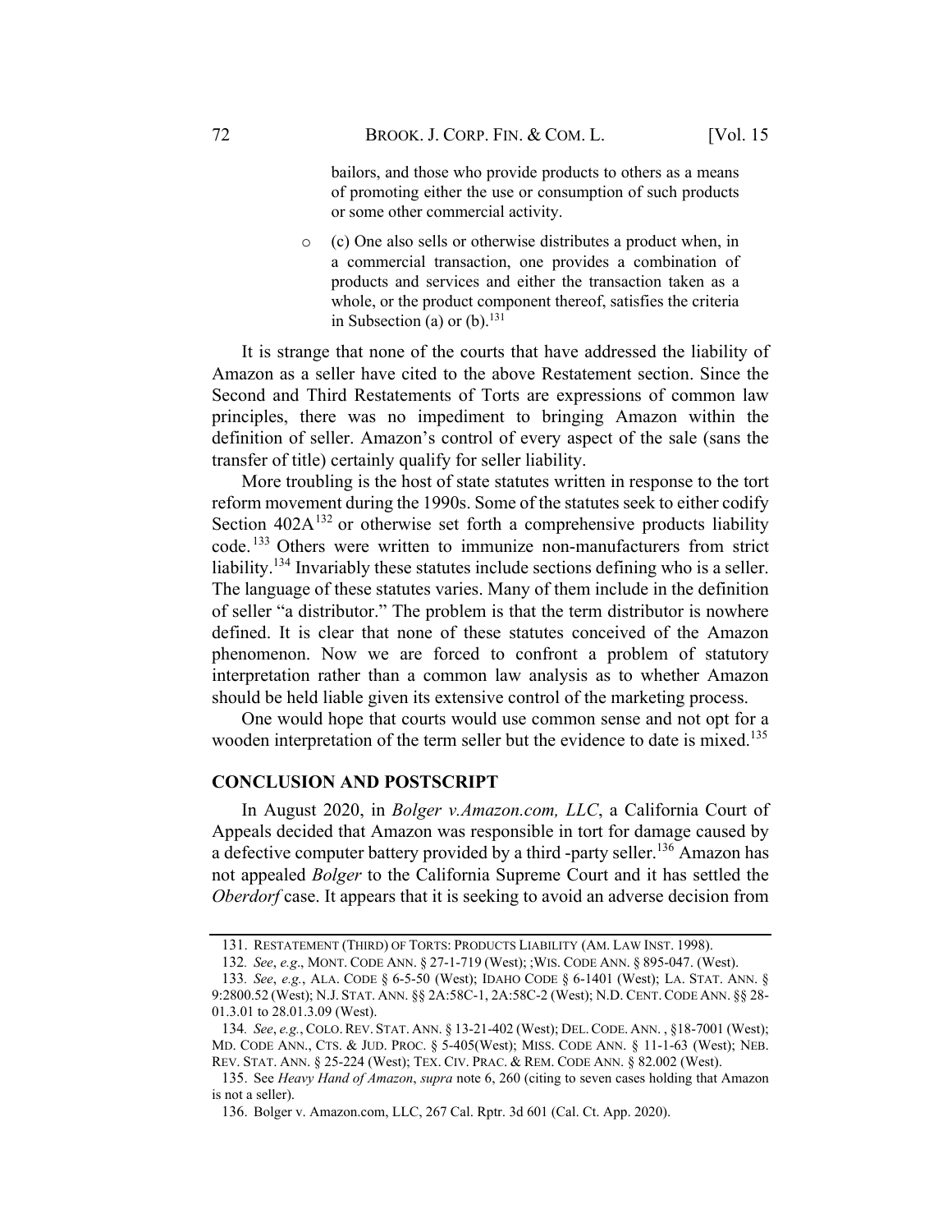bailors, and those who provide products to others as a means of promoting either the use or consumption of such products or some other commercial activity.

- (c) One also sells or otherwise distributes a product when, in a commercial transaction, one provides a combination of products and services and either the transaction taken as a whole, or the product component thereof, satisfies the criteria in Subsection (a) or (b).[131]

It is strange that none of the courts that have addressed the liability of Amazon as a seller have cited to the above Restatement section. Since the Second and Third Restatements of Torts are expressions of common law principles, there was no impediment to bringing Amazon within the definition of seller. Amazon's control of every aspect of the sale (sans the transfer of title) certainly qualify for seller liability.

More troubling is the host of state statutes written in response to the tort reform movement during the 1990s. Some of the statutes seek to either codify Section 402A[132] or otherwise set forth a comprehensive products liability code.[133] Others were written to immunize non-manufacturers from strict liability.[134] Invariably these statutes include sections defining who is a seller. The language of these statutes varies. Many of them include in the definition of seller "a distributor." The problem is that the term distributor is nowhere defined. It is clear that none of these statutes conceived of the Amazon phenomenon. Now we are forced to confront a problem of statutory interpretation rather than a common law analysis as to whether Amazon should be held liable given its extensive control of the marketing process.

One would hope that courts would use common sense and not opt for a wooden interpretation of the term seller but the evidence to date is mixed.[135]

## CONCLUSION AND POSTSCRIPT

In August 2020, in *Bolger v.Amazon.com, LLC*, a California Court of Appeals decided that Amazon was responsible in tort for damage caused by a defective computer battery provided by a third -party seller.[136] Amazon has not appealed *Bolger* to the California Supreme Court and it has settled the *Oberdorf* case. It appears that it is seeking to avoid an adverse decision from

---

131. RESTATEMENT (THIRD) OF TORTS: PRODUCTS LIABILITY (AM. LAW INST. 1998).

132. *See*, *e.g*., MONT. CODE ANN. § 27-1-719 (West); ;WIS. CODE ANN. § 895-047. (West).

133. *See*, *e.g.*, ALA. CODE § 6-5-50 (West); IDAHO CODE § 6-1401 (West); LA. STAT. ANN. § 9:2800.52 (West); N.J. STAT. ANN. §§ 2A:58C-1, 2A:58C-2 (West); N.D. CENT. CODE ANN. §§ 28-01.3.01 to 28.01.3.09 (West).

134. *See*, *e.g.*, COLO. REV. STAT. ANN. § 13-21-402 (West); DEL. CODE. ANN. , §18-7001 (West); MD. CODE ANN., CTS. & JUD. PROC. § 5-405(West); MISS. CODE ANN. § 11-1-63 (West); NEB. REV. STAT. ANN. § 25-224 (West); TEX. CIV. PRAC. & REM. CODE ANN. § 82.002 (West).

135. See *Heavy Hand of Amazon*, *supra* note 6, 260 (citing to seven cases holding that Amazon is not a seller).

136. Bolger v. Amazon.com, LLC, 267 Cal. Rptr. 3d 601 (Cal. Ct. App. 2020).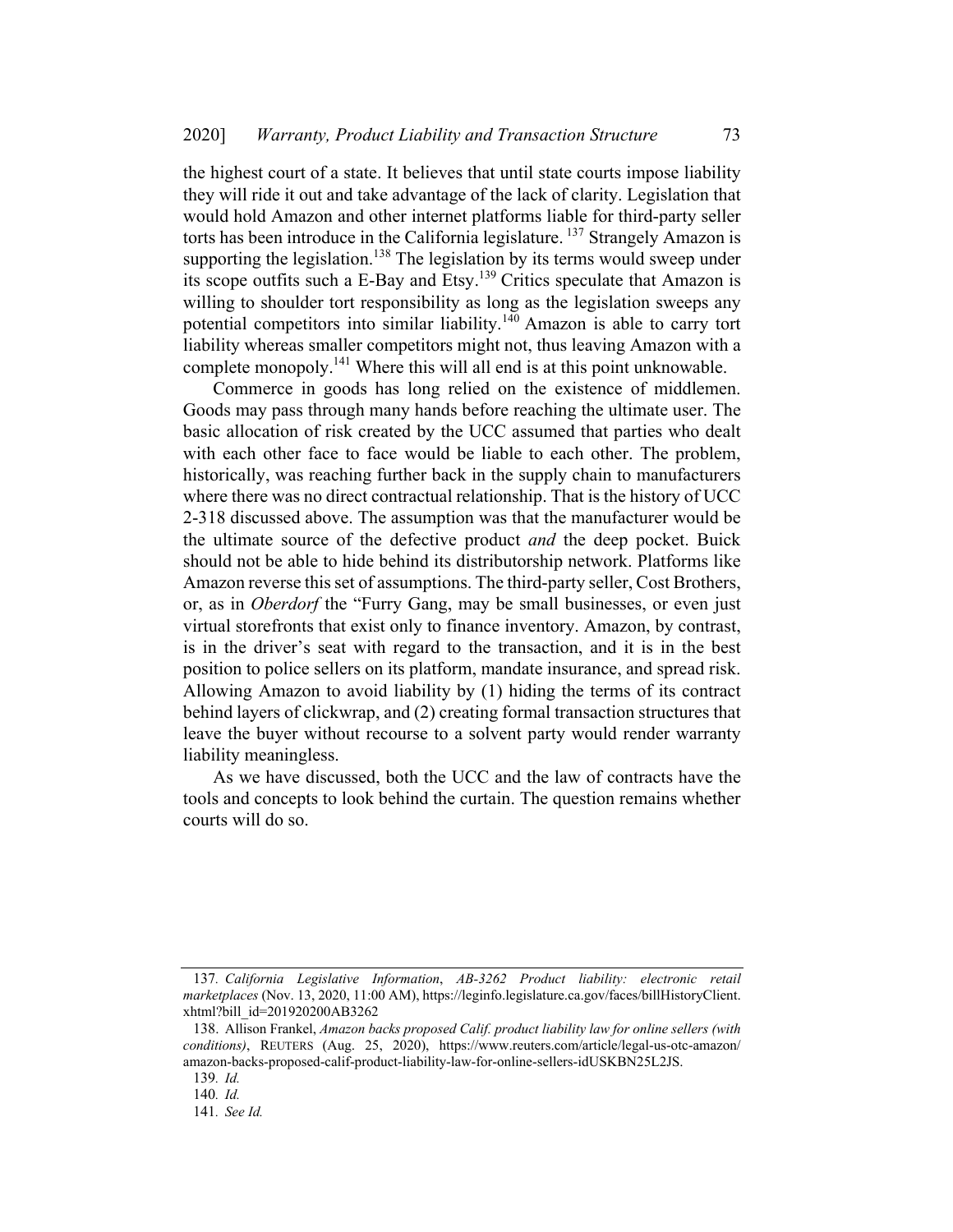the highest court of a state. It believes that until state courts impose liability they will ride it out and take advantage of the lack of clarity. Legislation that would hold Amazon and other internet platforms liable for third-party seller torts has been introduce in the California legislature. [137] Strangely Amazon is supporting the legislation.[138] The legislation by its terms would sweep under its scope outfits such a E-Bay and Etsy.[139] Critics speculate that Amazon is willing to shoulder tort responsibility as long as the legislation sweeps any potential competitors into similar liability.[140] Amazon is able to carry tort liability whereas smaller competitors might not, thus leaving Amazon with a complete monopoly.[141] Where this will all end is at this point unknowable.

Commerce in goods has long relied on the existence of middlemen. Goods may pass through many hands before reaching the ultimate user. The basic allocation of risk created by the UCC assumed that parties who dealt with each other face to face would be liable to each other. The problem, historically, was reaching further back in the supply chain to manufacturers where there was no direct contractual relationship. That is the history of UCC 2-318 discussed above. The assumption was that the manufacturer would be the ultimate source of the defective product *and* the deep pocket. Buick should not be able to hide behind its distributorship network. Platforms like Amazon reverse this set of assumptions. The third-party seller, Cost Brothers, or, as in *Oberdorf* the "Furry Gang, may be small businesses, or even just virtual storefronts that exist only to finance inventory. Amazon, by contrast, is in the driver's seat with regard to the transaction, and it is in the best position to police sellers on its platform, mandate insurance, and spread risk. Allowing Amazon to avoid liability by (1) hiding the terms of its contract behind layers of clickwrap, and (2) creating formal transaction structures that leave the buyer without recourse to a solvent party would render warranty liability meaningless.

As we have discussed, both the UCC and the law of contracts have the tools and concepts to look behind the curtain. The question remains whether courts will do so.

---

137. *California Legislative Information*, *AB-3262 Product liability: electronic retail marketplaces* (Nov. 13, 2020, 11:00 AM), https://leginfo.legislature.ca.gov/faces/billHistoryClient.xhtml?bill_id=201920200AB3262

138. Allison Frankel, *Amazon backs proposed Calif. product liability law for online sellers (with conditions)*, REUTERS (Aug. 25, 2020), https://www.reuters.com/article/legal-us-otc-amazon/amazon-backs-proposed-calif-product-liability-law-for-online-sellers-idUSKBN25L2JS.

139. *Id.*

140. *Id.*

141. *See Id.*